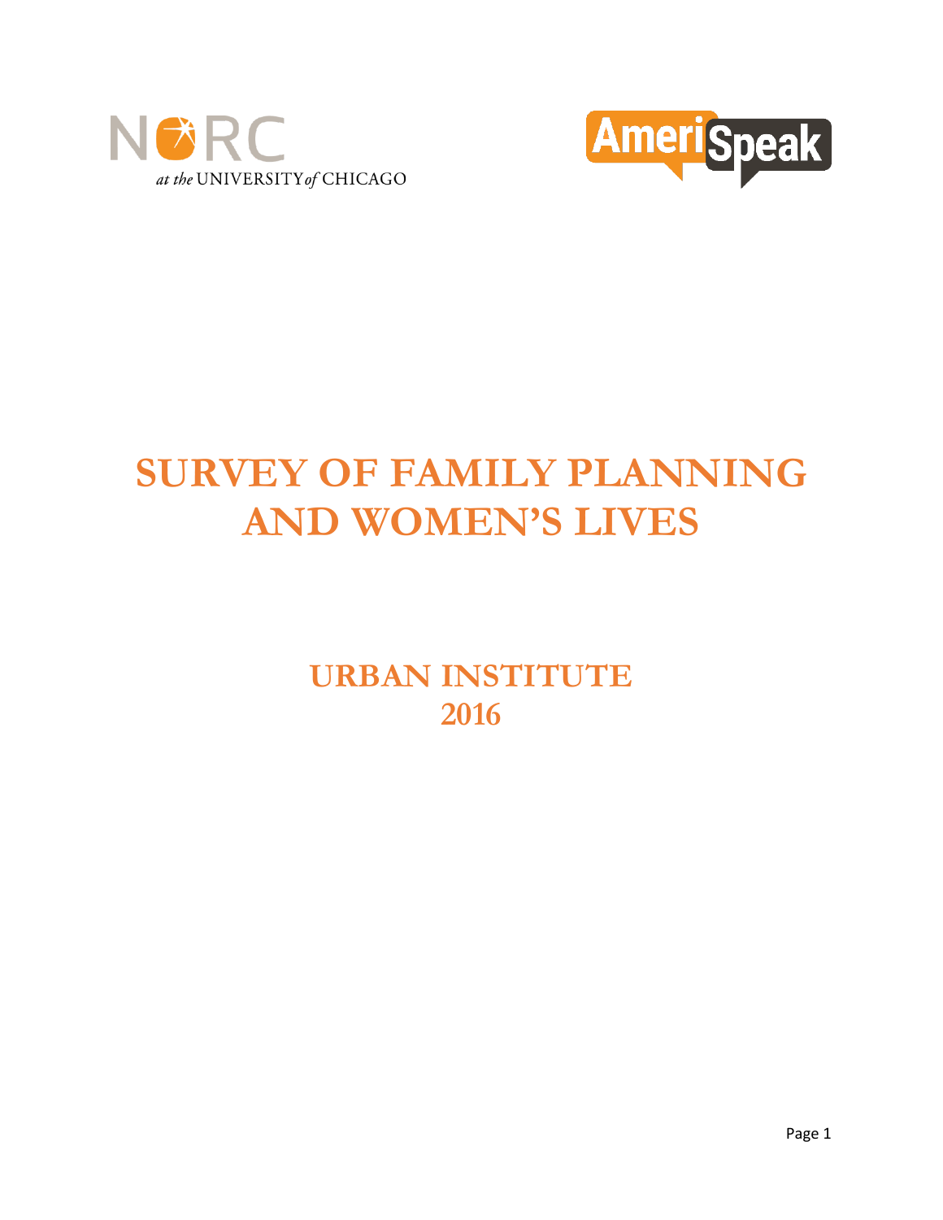NORC at the UNIVERSITY of CHICAGO

AmeriSpeak

# SURVEY OF FAMILY PLANNING AND WOMEN'S LIVES

## URBAN INSTITUTE 2016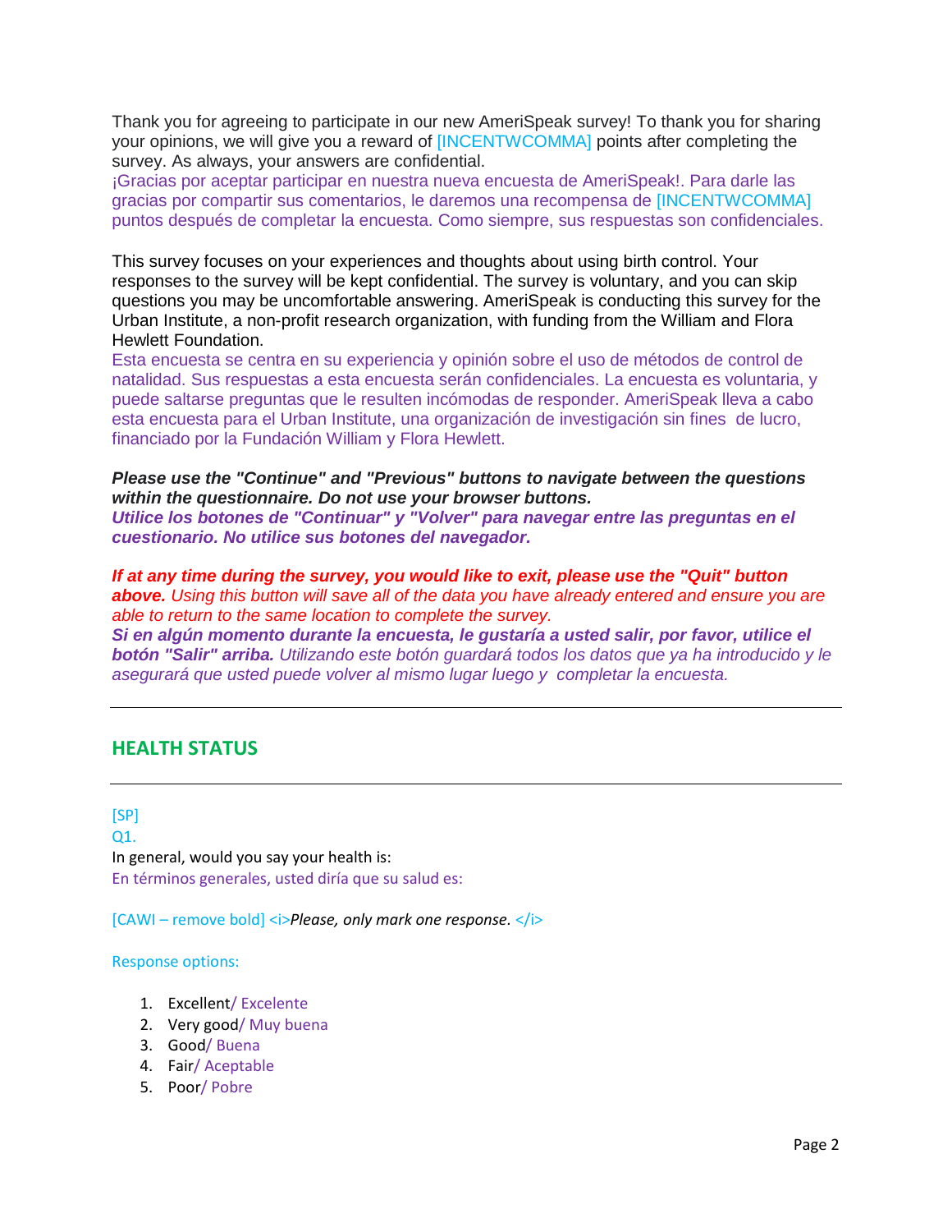Thank you for agreeing to participate in our new AmeriSpeak survey! To thank you for sharing your opinions, we will give you a reward of [INCENTWCOMMA] points after completing the survey. As always, your answers are confidential.
¡Gracias por aceptar participar en nuestra nueva encuesta de AmeriSpeak!. Para darle las gracias por compartir sus comentarios, le daremos una recompensa de [INCENTWCOMMA] puntos después de completar la encuesta. Como siempre, sus respuestas son confidenciales.

This survey focuses on your experiences and thoughts about using birth control. Your responses to the survey will be kept confidential. The survey is voluntary, and you can skip questions you may be uncomfortable answering. AmeriSpeak is conducting this survey for the Urban Institute, a non-profit research organization, with funding from the William and Flora Hewlett Foundation.
Esta encuesta se centra en su experiencia y opinión sobre el uso de métodos de control de natalidad. Sus respuestas a esta encuesta serán confidenciales. La encuesta es voluntaria, y puede saltarse preguntas que le resulten incómodas de responder. AmeriSpeak lleva a cabo esta encuesta para el Urban Institute, una organización de investigación sin fines de lucro, financiado por la Fundación William y Flora Hewlett.

***Please use the "Continue" and "Previous" buttons to navigate between the questions within the questionnaire. Do not use your browser buttons.***
***Utilice los botones de "Continuar" y "Volver" para navegar entre las preguntas en el cuestionario. No utilice sus botones del navegador.***

***If at any time during the survey, you would like to exit, please use the "Quit" button above.*** *Using this button will save all of the data you have already entered and ensure you are able to return to the same location to complete the survey.*
***Si en algún momento durante la encuesta, le gustaría a usted salir, por favor, utilice el botón "Salir" arriba.*** *Utilizando este botón guardará todos los datos que ya ha introducido y le asegurará que usted puede volver al mismo lugar luego y completar la encuesta.*

---

## HEALTH STATUS

---

[SP]
Q1.
In general, would you say your health is:
En términos generales, usted diría que su salud es:

[CAWI – remove bold] <i>*Please, only mark one response.* </i>

Response options:

1. Excellent/ Excelente
2. Very good/ Muy buena
3. Good/ Buena
4. Fair/ Aceptable
5. Poor/ Pobre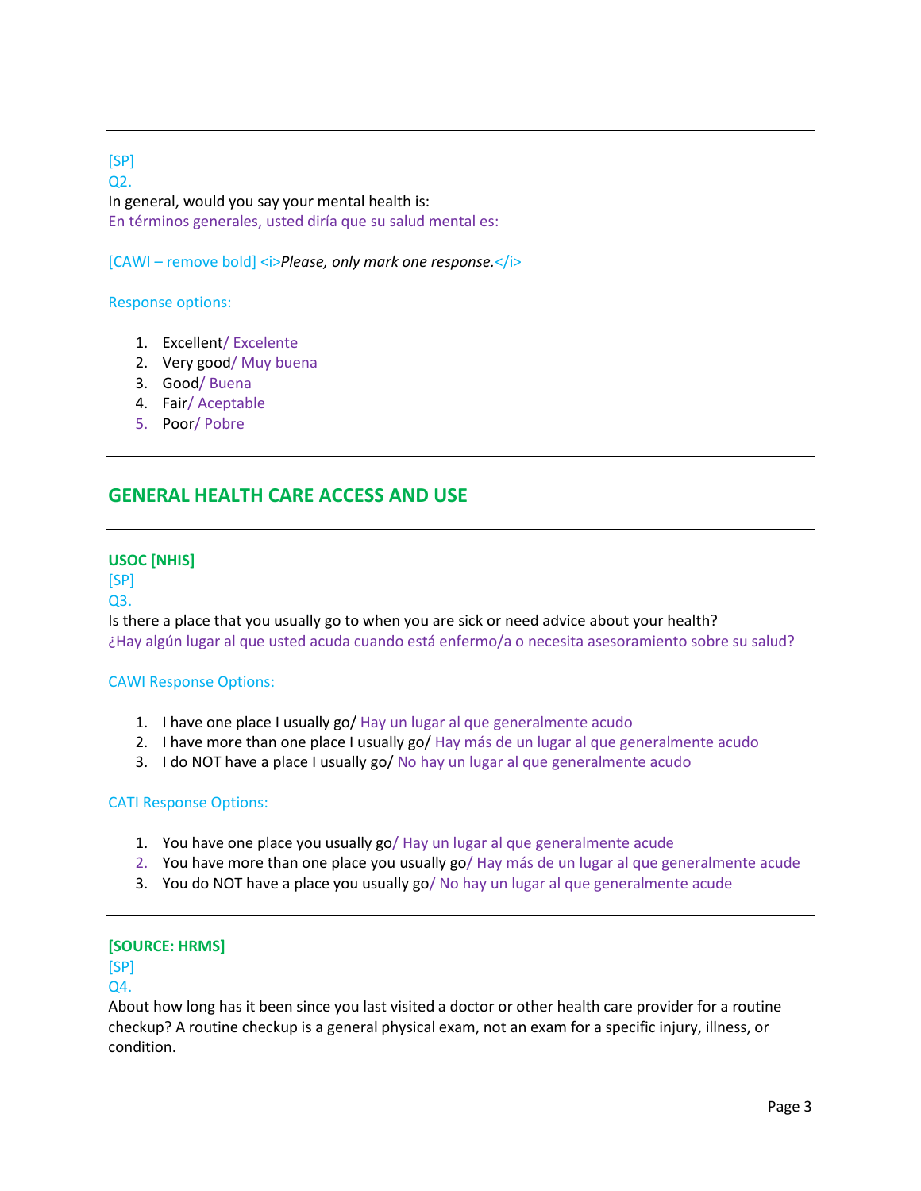---

[SP]
Q2.
In general, would you say your mental health is:
En términos generales, usted diría que su salud mental es:

[CAWI – remove bold] <i>*Please, only mark one response.*</i>

Response options:

1. Excellent/ Excelente
2. Very good/ Muy buena
3. Good/ Buena
4. Fair/ Aceptable
5. Poor/ Pobre

---

## GENERAL HEALTH CARE ACCESS AND USE

---

**USOC [NHIS]**
[SP]
Q3.
Is there a place that you usually go to when you are sick or need advice about your health?
¿Hay algún lugar al que usted acuda cuando está enfermo/a o necesita asesoramiento sobre su salud?

CAWI Response Options:

1. I have one place I usually go/ Hay un lugar al que generalmente acudo
2. I have more than one place I usually go/ Hay más de un lugar al que generalmente acudo
3. I do NOT have a place I usually go/ No hay un lugar al que generalmente acudo

CATI Response Options:

1. You have one place you usually go/ Hay un lugar al que generalmente acude
2. You have more than one place you usually go/ Hay más de un lugar al que generalmente acude
3. You do NOT have a place you usually go/ No hay un lugar al que generalmente acude

---

**[SOURCE: HRMS]**
[SP]
Q4.
About how long has it been since you last visited a doctor or other health care provider for a routine checkup? A routine checkup is a general physical exam, not an exam for a specific injury, illness, or condition.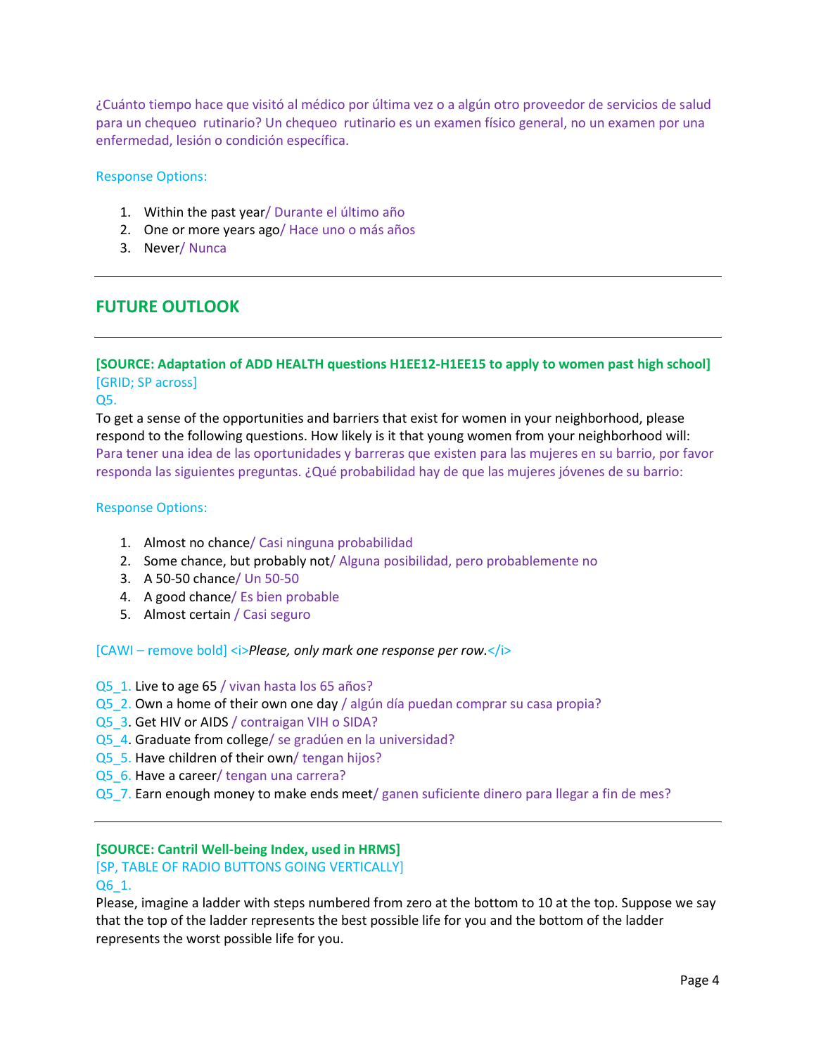¿Cuánto tiempo hace que visitó al médico por última vez o a algún otro proveedor de servicios de salud para un chequeo rutinario? Un chequeo rutinario es un examen físico general, no un examen por una enfermedad, lesión o condición específica.

Response Options:

1. Within the past year/ Durante el último año
2. One or more years ago/ Hace uno o más años
3. Never/ Nunca

---

## FUTURE OUTLOOK

---

**[SOURCE: Adaptation of ADD HEALTH questions H1EE12-H1EE15 to apply to women past high school]**
[GRID; SP across]
Q5.
To get a sense of the opportunities and barriers that exist for women in your neighborhood, please respond to the following questions. How likely is it that young women from your neighborhood will:
Para tener una idea de las oportunidades y barreras que existen para las mujeres en su barrio, por favor responda las siguientes preguntas. ¿Qué probabilidad hay de que las mujeres jóvenes de su barrio:

Response Options:

1. Almost no chance/ Casi ninguna probabilidad
2. Some chance, but probably not/ Alguna posibilidad, pero probablemente no
3. A 50-50 chance/ Un 50-50
4. A good chance/ Es bien probable
5. Almost certain / Casi seguro

[CAWI – remove bold] <i>*Please, only mark one response per row.*</i>

Q5_1. Live to age 65 / vivan hasta los 65 años?
Q5_2. Own a home of their own one day / algún día puedan comprar su casa propia?
Q5_3. Get HIV or AIDS / contraigan VIH o SIDA?
Q5_4. Graduate from college/ se gradúen en la universidad?
Q5_5. Have children of their own/ tengan hijos?
Q5_6. Have a career/ tengan una carrera?
Q5_7. Earn enough money to make ends meet/ ganen suficiente dinero para llegar a fin de mes?

---

**[SOURCE: Cantril Well-being Index, used in HRMS]**
[SP, TABLE OF RADIO BUTTONS GOING VERTICALLY]
Q6_1.
Please, imagine a ladder with steps numbered from zero at the bottom to 10 at the top. Suppose we say that the top of the ladder represents the best possible life for you and the bottom of the ladder represents the worst possible life for you.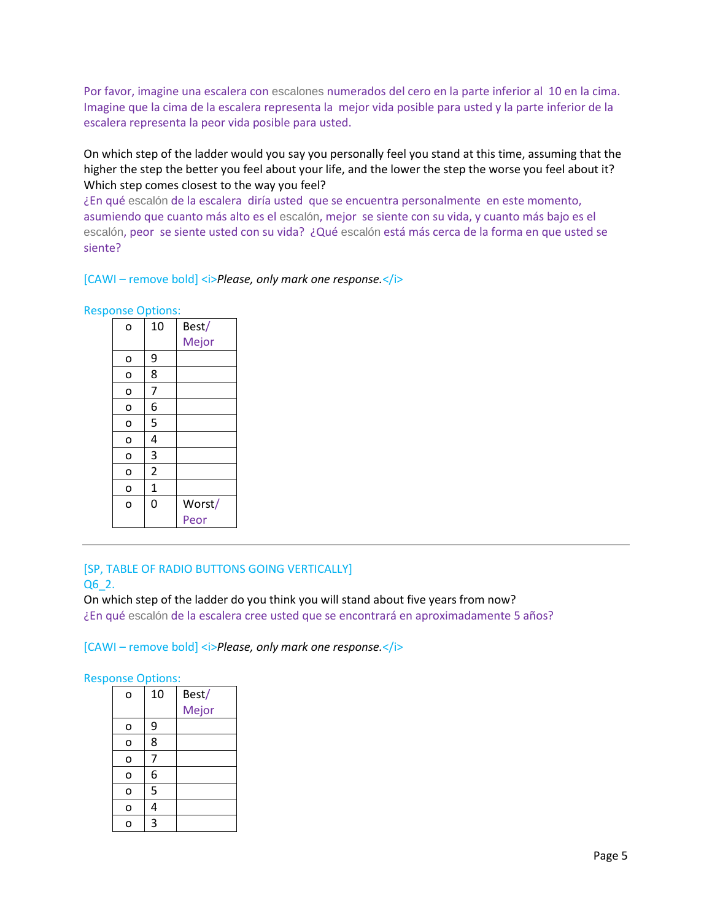Por favor, imagine una escalera con escalones numerados del cero en la parte inferior al 10 en la cima. Imagine que la cima de la escalera representa la mejor vida posible para usted y la parte inferior de la escalera representa la peor vida posible para usted.

On which step of the ladder would you say you personally feel you stand at this time, assuming that the higher the step the better you feel about your life, and the lower the step the worse you feel about it? Which step comes closest to the way you feel?
¿En qué escalón de la escalera diría usted que se encuentra personalmente en este momento, asumiendo que cuanto más alto es el escalón, mejor se siente con su vida, y cuanto más bajo es el escalón, peor se siente usted con su vida? ¿Qué escalón está más cerca de la forma en que usted se siente?

[CAWI – remove bold] <i>*Please, only mark one response.*</i>

Response Options:

| | | |
|---|---|---|
| o | 10 | Best/ Mejor |
| o | 9 | |
| o | 8 | |
| o | 7 | |
| o | 6 | |
| o | 5 | |
| o | 4 | |
| o | 3 | |
| o | 2 | |
| o | 1 | |
| o | 0 | Worst/ Peor |

---

[SP, TABLE OF RADIO BUTTONS GOING VERTICALLY]
Q6_2.
On which step of the ladder do you think you will stand about five years from now?
¿En qué escalón de la escalera cree usted que se encontrará en aproximadamente 5 años?

[CAWI – remove bold] <i>*Please, only mark one response.*</i>

Response Options:

| | | |
|---|---|---|
| o | 10 | Best/ Mejor |
| o | 9 | |
| o | 8 | |
| o | 7 | |
| o | 6 | |
| o | 5 | |
| o | 4 | |
| o | 3 | |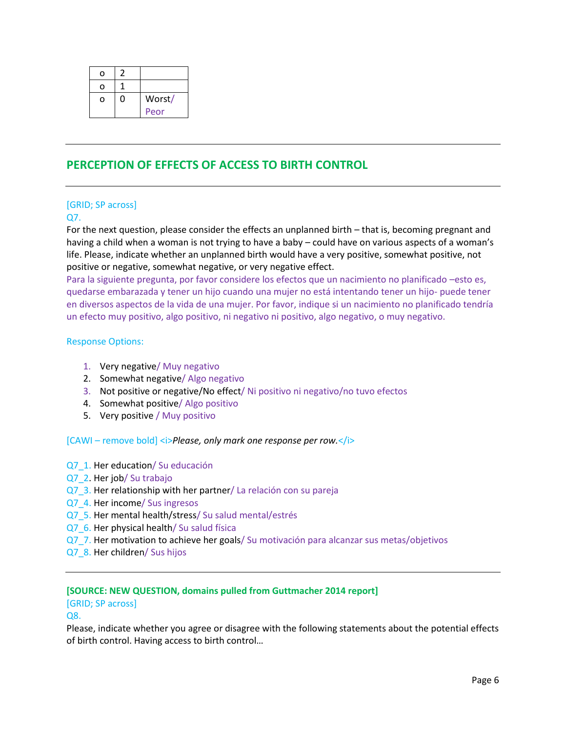| o | 2 | |
|---|---|---|
| o | 1 | |
| o | 0 | Worst/ Peor |

---

## PERCEPTION OF EFFECTS OF ACCESS TO BIRTH CONTROL

---

[GRID; SP across]

Q7.

For the next question, please consider the effects an unplanned birth – that is, becoming pregnant and having a child when a woman is not trying to have a baby – could have on various aspects of a woman's life. Please, indicate whether an unplanned birth would have a very positive, somewhat positive, not positive or negative, somewhat negative, or very negative effect.

Para la siguiente pregunta, por favor considere los efectos que un nacimiento no planificado –esto es, quedarse embarazada y tener un hijo cuando una mujer no está intentando tener un hijo- puede tener en diversos aspectos de la vida de una mujer. Por favor, indique si un nacimiento no planificado tendría un efecto muy positivo, algo positivo, ni negativo ni positivo, algo negativo, o muy negativo.

Response Options:

1. Very negative/ Muy negativo
2. Somewhat negative/ Algo negativo
3. Not positive or negative/No effect/ Ni positivo ni negativo/no tuvo efectos
4. Somewhat positive/ Algo positivo
5. Very positive / Muy positivo

[CAWI – remove bold] <i>*Please, only mark one response per row.*</i>

Q7_1. Her education/ Su educación
Q7_2. Her job/ Su trabajo
Q7_3. Her relationship with her partner/ La relación con su pareja
Q7_4. Her income/ Sus ingresos
Q7_5. Her mental health/stress/ Su salud mental/estrés
Q7_6. Her physical health/ Su salud física
Q7_7. Her motivation to achieve her goals/ Su motivación para alcanzar sus metas/objetivos
Q7_8. Her children/ Sus hijos

---

**[SOURCE: NEW QUESTION, domains pulled from Guttmacher 2014 report]**

[GRID; SP across]

Q8.

Please, indicate whether you agree or disagree with the following statements about the potential effects of birth control. Having access to birth control…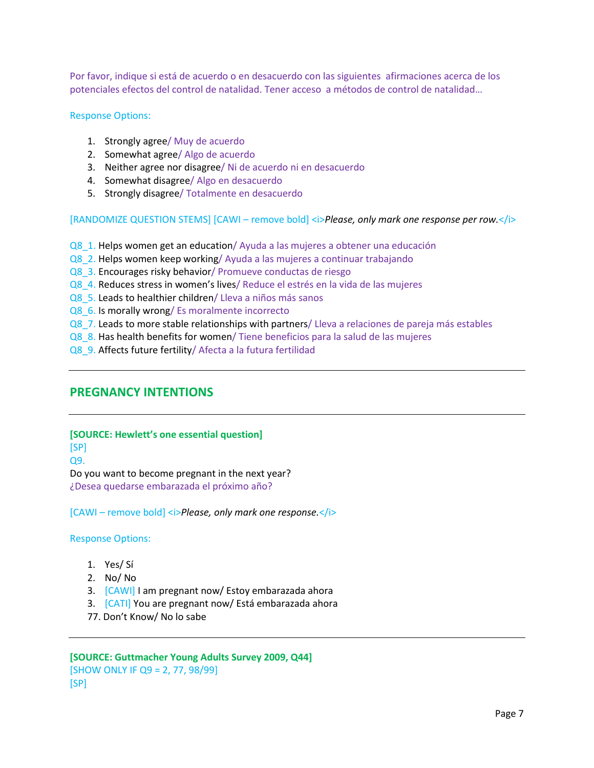Por favor, indique si está de acuerdo o en desacuerdo con las siguientes afirmaciones acerca de los potenciales efectos del control de natalidad. Tener acceso a métodos de control de natalidad…

Response Options:

1. Strongly agree/ Muy de acuerdo
2. Somewhat agree/ Algo de acuerdo
3. Neither agree nor disagree/ Ni de acuerdo ni en desacuerdo
4. Somewhat disagree/ Algo en desacuerdo
5. Strongly disagree/ Totalmente en desacuerdo

[RANDOMIZE QUESTION STEMS] [CAWI – remove bold] <i>*Please, only mark one response per row.*</i>

Q8_1. Helps women get an education/ Ayuda a las mujeres a obtener una educación
Q8_2. Helps women keep working/ Ayuda a las mujeres a continuar trabajando
Q8_3. Encourages risky behavior/ Promueve conductas de riesgo
Q8_4. Reduces stress in women's lives/ Reduce el estrés en la vida de las mujeres
Q8_5. Leads to healthier children/ Lleva a niños más sanos
Q8_6. Is morally wrong/ Es moralmente incorrecto
Q8_7. Leads to more stable relationships with partners/ Lleva a relaciones de pareja más estables
Q8_8. Has health benefits for women/ Tiene beneficios para la salud de las mujeres
Q8_9. Affects future fertility/ Afecta a la futura fertilidad

---

## PREGNANCY INTENTIONS

---

**[SOURCE: Hewlett's one essential question]**
[SP]
Q9.
Do you want to become pregnant in the next year?
¿Desea quedarse embarazada el próximo año?

[CAWI – remove bold] <i>*Please, only mark one response.*</i>

Response Options:

1. Yes/ Sí
2. No/ No
3. [CAWI] I am pregnant now/ Estoy embarazada ahora
3. [CATI] You are pregnant now/ Está embarazada ahora

77. Don't Know/ No lo sabe

---

**[SOURCE: Guttmacher Young Adults Survey 2009, Q44]**
[SHOW ONLY IF Q9 = 2, 77, 98/99]
[SP]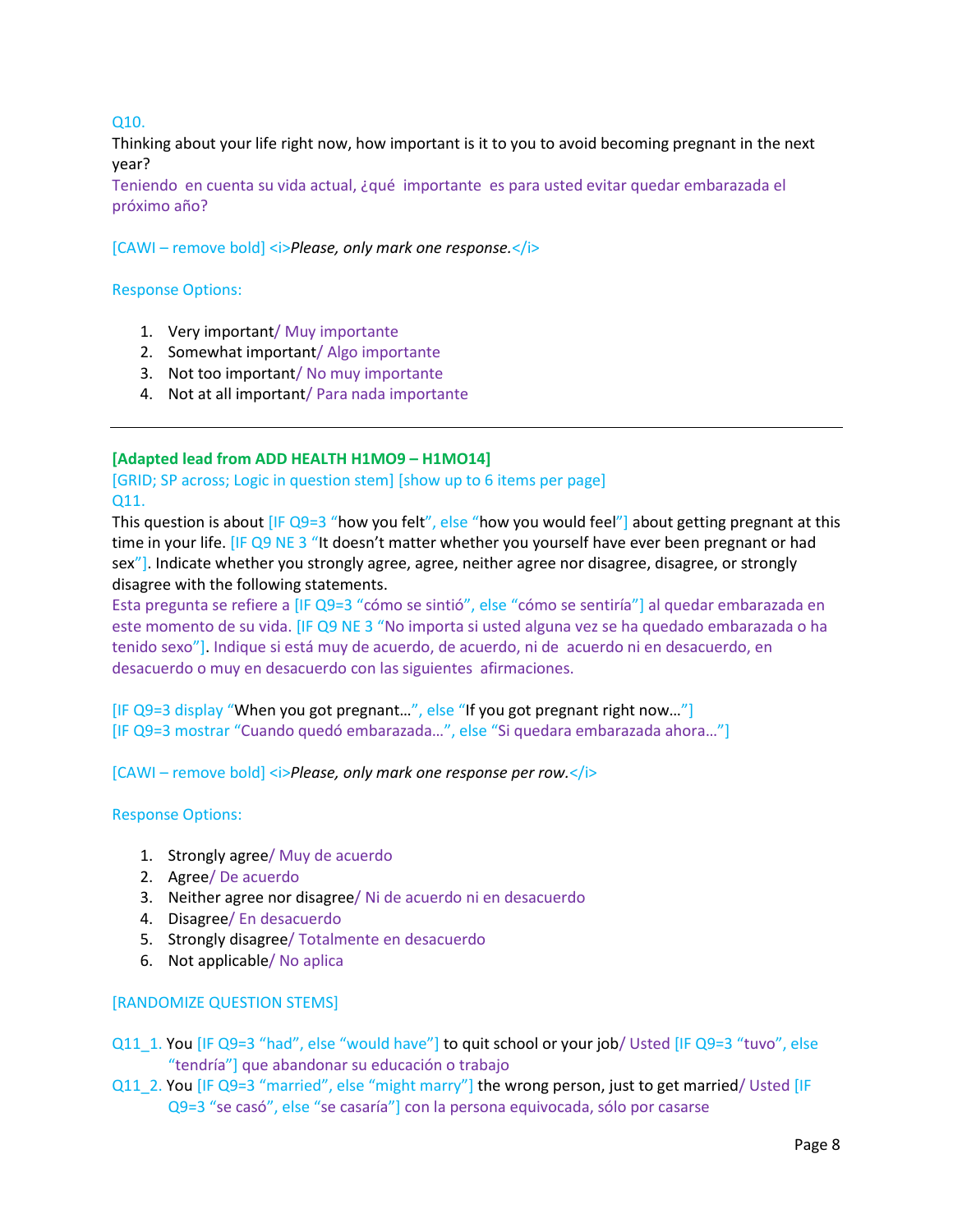Q10.

Thinking about your life right now, how important is it to you to avoid becoming pregnant in the next year?

Teniendo en cuenta su vida actual, ¿qué importante es para usted evitar quedar embarazada el próximo año?

[CAWI – remove bold] <i>*Please, only mark one response.*</i>

Response Options:

1. Very important/ Muy importante
2. Somewhat important/ Algo importante
3. Not too important/ No muy importante
4. Not at all important/ Para nada importante

---

**[Adapted lead from ADD HEALTH H1MO9 – H1MO14]**

[GRID; SP across; Logic in question stem] [show up to 6 items per page]

Q11.

This question is about [IF Q9=3 "how you felt", else "how you would feel"] about getting pregnant at this time in your life. [IF Q9 NE 3 "It doesn't matter whether you yourself have ever been pregnant or had sex"]. Indicate whether you strongly agree, agree, neither agree nor disagree, disagree, or strongly disagree with the following statements.

Esta pregunta se refiere a [IF Q9=3 "cómo se sintió", else "cómo se sentiría"] al quedar embarazada en este momento de su vida. [IF Q9 NE 3 "No importa si usted alguna vez se ha quedado embarazada o ha tenido sexo"]. Indique si está muy de acuerdo, de acuerdo, ni de acuerdo ni en desacuerdo, en desacuerdo o muy en desacuerdo con las siguientes afirmaciones.

[IF Q9=3 display "When you got pregnant…", else "If you got pregnant right now…"]

[IF Q9=3 mostrar "Cuando quedó embarazada…", else "Si quedara embarazada ahora…"]

[CAWI – remove bold] <i>*Please, only mark one response per row.*</i>

Response Options:

1. Strongly agree/ Muy de acuerdo
2. Agree/ De acuerdo
3. Neither agree nor disagree/ Ni de acuerdo ni en desacuerdo
4. Disagree/ En desacuerdo
5. Strongly disagree/ Totalmente en desacuerdo
6. Not applicable/ No aplica

[RANDOMIZE QUESTION STEMS]

Q11_1. You [IF Q9=3 "had", else "would have"] to quit school or your job/ Usted [IF Q9=3 "tuvo", else "tendría"] que abandonar su educación o trabajo

Q11_2. You [IF Q9=3 "married", else "might marry"] the wrong person, just to get married/ Usted [IF Q9=3 "se casó", else "se casaría"] con la persona equivocada, sólo por casarse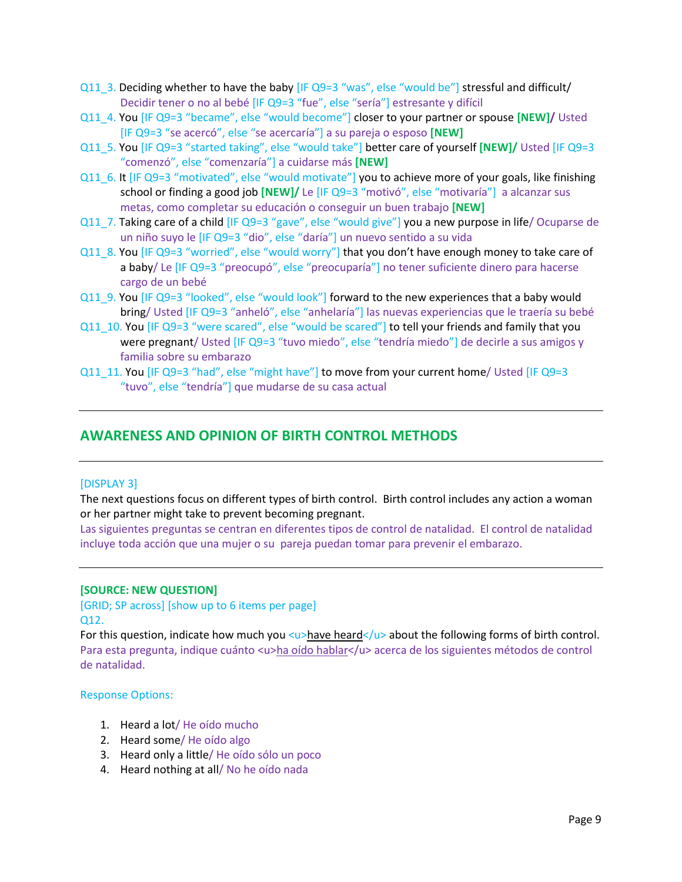Q11_3. Deciding whether to have the baby [IF Q9=3 "was", else "would be"] stressful and difficult/ Decidir tener o no al bebé [IF Q9=3 "fue", else "sería"] estresante y difícil

Q11_4. You [IF Q9=3 "became", else "would become"] closer to your partner or spouse **[NEW]/** Usted [IF Q9=3 "se acercó", else "se acercaría"] a su pareja o esposo **[NEW]**

Q11_5. You [IF Q9=3 "started taking", else "would take"] better care of yourself **[NEW]/** Usted [IF Q9=3 "comenzó", else "comenzaría"] a cuidarse más **[NEW]**

Q11_6. It [IF Q9=3 "motivated", else "would motivate"] you to achieve more of your goals, like finishing school or finding a good job **[NEW]/** Le [IF Q9=3 "motivó", else "motivaría"] a alcanzar sus metas, como completar su educación o conseguir un buen trabajo **[NEW]**

Q11_7. Taking care of a child [IF Q9=3 "gave", else "would give"] you a new purpose in life/ Ocuparse de un niño suyo le [IF Q9=3 "dio", else "daría"] un nuevo sentido a su vida

Q11_8. You [IF Q9=3 "worried", else "would worry"] that you don't have enough money to take care of a baby/ Le [IF Q9=3 "preocupó", else "preocuparía"] no tener suficiente dinero para hacerse cargo de un bebé

Q11_9. You [IF Q9=3 "looked", else "would look"] forward to the new experiences that a baby would bring/ Usted [IF Q9=3 "anheló", else "anhelaría"] las nuevas experiencias que le traería su bebé

Q11_10. You [IF Q9=3 "were scared", else "would be scared"] to tell your friends and family that you were pregnant/ Usted [IF Q9=3 "tuvo miedo", else "tendría miedo"] de decirle a sus amigos y familia sobre su embarazo

Q11_11. You [IF Q9=3 "had", else "might have"] to move from your current home/ Usted [IF Q9=3 "tuvo", else "tendría"] que mudarse de su casa actual

---

## AWARENESS AND OPINION OF BIRTH CONTROL METHODS

---

[DISPLAY 3]

The next questions focus on different types of birth control. Birth control includes any action a woman or her partner might take to prevent becoming pregnant.

Las siguientes preguntas se centran en diferentes tipos de control de natalidad. El control de natalidad incluye toda acción que una mujer o su pareja puedan tomar para prevenir el embarazo.

---

**[SOURCE: NEW QUESTION]**

[GRID; SP across] [show up to 6 items per page]

Q12.

For this question, indicate how much you <u>have heard</u> about the following forms of birth control.

Para esta pregunta, indique cuánto <u>ha oído hablar</u> acerca de los siguientes métodos de control de natalidad.

Response Options:

1. Heard a lot/ He oído mucho
2. Heard some/ He oído algo
3. Heard only a little/ He oído sólo un poco
4. Heard nothing at all/ No he oído nada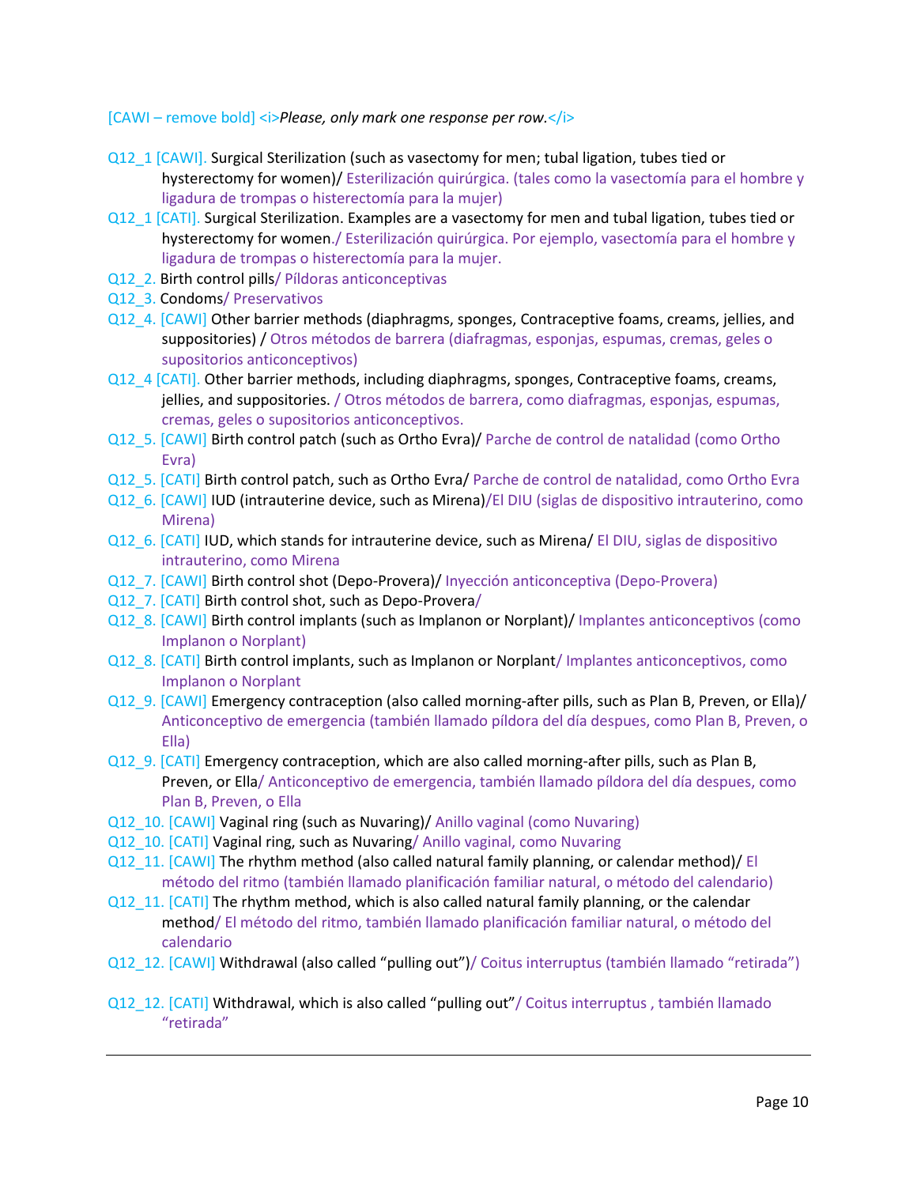[CAWI – remove bold] <i>*Please, only mark one response per row.*</i>

- Q12_1 [CAWI]. Surgical Sterilization (such as vasectomy for men; tubal ligation, tubes tied or hysterectomy for women)/ Esterilización quirúrgica. (tales como la vasectomía para el hombre y ligadura de trompas o histerectomía para la mujer)
- Q12_1 [CATI]. Surgical Sterilization. Examples are a vasectomy for men and tubal ligation, tubes tied or hysterectomy for women./ Esterilización quirúrgica. Por ejemplo, vasectomía para el hombre y ligadura de trompas o histerectomía para la mujer.
- Q12_2. Birth control pills/ Píldoras anticonceptivas
- Q12_3. Condoms/ Preservativos
- Q12_4. [CAWI] Other barrier methods (diaphragms, sponges, Contraceptive foams, creams, jellies, and suppositories) / Otros métodos de barrera (diafragmas, esponjas, espumas, cremas, geles o supositorios anticonceptivos)
- Q12_4 [CATI]. Other barrier methods, including diaphragms, sponges, Contraceptive foams, creams, jellies, and suppositories. / Otros métodos de barrera, como diafragmas, esponjas, espumas, cremas, geles o supositorios anticonceptivos.
- Q12_5. [CAWI] Birth control patch (such as Ortho Evra)/ Parche de control de natalidad (como Ortho Evra)
- Q12_5. [CATI] Birth control patch, such as Ortho Evra/ Parche de control de natalidad, como Ortho Evra
- Q12_6. [CAWI] IUD (intrauterine device, such as Mirena)/El DIU (siglas de dispositivo intrauterino, como Mirena)
- Q12_6. [CATI] IUD, which stands for intrauterine device, such as Mirena/ El DIU, siglas de dispositivo intrauterino, como Mirena
- Q12_7. [CAWI] Birth control shot (Depo-Provera)/ Inyección anticonceptiva (Depo-Provera)
- Q12_7. [CATI] Birth control shot, such as Depo-Provera/
- Q12_8. [CAWI] Birth control implants (such as Implanon or Norplant)/ Implantes anticonceptivos (como Implanon o Norplant)
- Q12_8. [CATI] Birth control implants, such as Implanon or Norplant/ Implantes anticonceptivos, como Implanon o Norplant
- Q12_9. [CAWI] Emergency contraception (also called morning-after pills, such as Plan B, Preven, or Ella)/ Anticonceptivo de emergencia (también llamado píldora del día despues, como Plan B, Preven, o Ella)
- Q12_9. [CATI] Emergency contraception, which are also called morning-after pills, such as Plan B, Preven, or Ella/ Anticonceptivo de emergencia, también llamado píldora del día despues, como Plan B, Preven, o Ella
- Q12_10. [CAWI] Vaginal ring (such as Nuvaring)/ Anillo vaginal (como Nuvaring)
- Q12_10. [CATI] Vaginal ring, such as Nuvaring/ Anillo vaginal, como Nuvaring
- Q12_11. [CAWI] The rhythm method (also called natural family planning, or calendar method)/ El método del ritmo (también llamado planificación familiar natural, o método del calendario)
- Q12_11. [CATI] The rhythm method, which is also called natural family planning, or the calendar method/ El método del ritmo, también llamado planificación familiar natural, o método del calendario
- Q12_12. [CAWI] Withdrawal (also called "pulling out")/ Coitus interruptus (también llamado "retirada")
- Q12_12. [CATI] Withdrawal, which is also called "pulling out"/ Coitus interruptus , también llamado "retirada"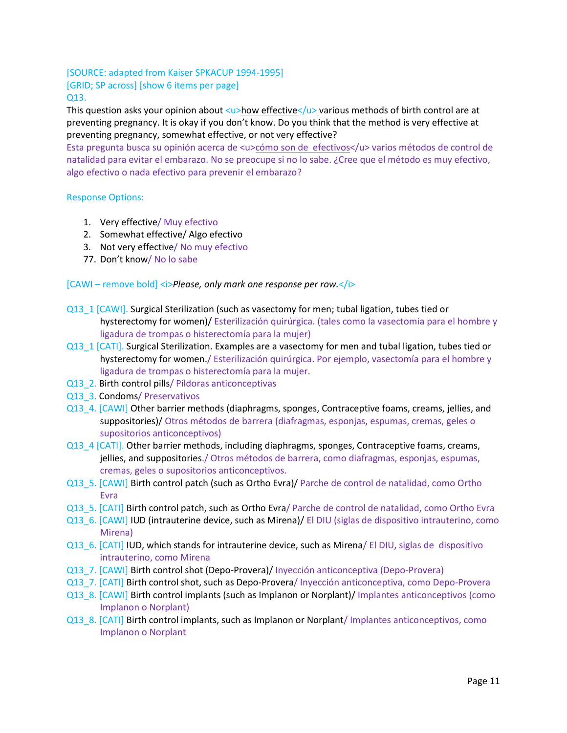[SOURCE: adapted from Kaiser SPKACUP 1994-1995]
[GRID; SP across] [show 6 items per page]
Q13.
This question asks your opinion about <u>how effective</u> various methods of birth control are at preventing pregnancy. It is okay if you don't know. Do you think that the method is very effective at preventing pregnancy, somewhat effective, or not very effective?
Esta pregunta busca su opinión acerca de <u>cómo son de efectivos</u> varios métodos de control de natalidad para evitar el embarazo. No se preocupe si no lo sabe. ¿Cree que el método es muy efectivo, algo efectivo o nada efectivo para prevenir el embarazo?

Response Options:

1. Very effective/ Muy efectivo
2. Somewhat effective/ Algo efectivo
3. Not very effective/ No muy efectivo
77. Don't know/ No lo sabe

[CAWI – remove bold] <i>*Please, only mark one response per row.*</i>

Q13_1 [CAWI]. Surgical Sterilization (such as vasectomy for men; tubal ligation, tubes tied or hysterectomy for women)/ Esterilización quirúrgica. (tales como la vasectomía para el hombre y ligadura de trompas o histerectomía para la mujer)
Q13_1 [CATI]. Surgical Sterilization. Examples are a vasectomy for men and tubal ligation, tubes tied or hysterectomy for women./ Esterilización quirúrgica. Por ejemplo, vasectomía para el hombre y ligadura de trompas o histerectomía para la mujer.
Q13_2. Birth control pills/ Píldoras anticonceptivas
Q13_3. Condoms/ Preservativos
Q13_4. [CAWI] Other barrier methods (diaphragms, sponges, Contraceptive foams, creams, jellies, and suppositories)/ Otros métodos de barrera (diafragmas, esponjas, espumas, cremas, geles o supositorios anticonceptivos)
Q13_4 [CATI]. Other barrier methods, including diaphragms, sponges, Contraceptive foams, creams, jellies, and suppositories./ Otros métodos de barrera, como diafragmas, esponjas, espumas, cremas, geles o supositorios anticonceptivos.
Q13_5. [CAWI] Birth control patch (such as Ortho Evra)/ Parche de control de natalidad, como Ortho Evra
Q13_5. [CATI] Birth control patch, such as Ortho Evra/ Parche de control de natalidad, como Ortho Evra
Q13_6. [CAWI] IUD (intrauterine device, such as Mirena)/ El DIU (siglas de dispositivo intrauterino, como Mirena)
Q13_6. [CATI] IUD, which stands for intrauterine device, such as Mirena/ El DIU, siglas de dispositivo intrauterino, como Mirena
Q13_7. [CAWI] Birth control shot (Depo-Provera)/ Inyección anticonceptiva (Depo-Provera)
Q13_7. [CATI] Birth control shot, such as Depo-Provera/ Inyección anticonceptiva, como Depo-Provera
Q13_8. [CAWI] Birth control implants (such as Implanon or Norplant)/ Implantes anticonceptivos (como Implanon o Norplant)
Q13_8. [CATI] Birth control implants, such as Implanon or Norplant/ Implantes anticonceptivos, como Implanon o Norplant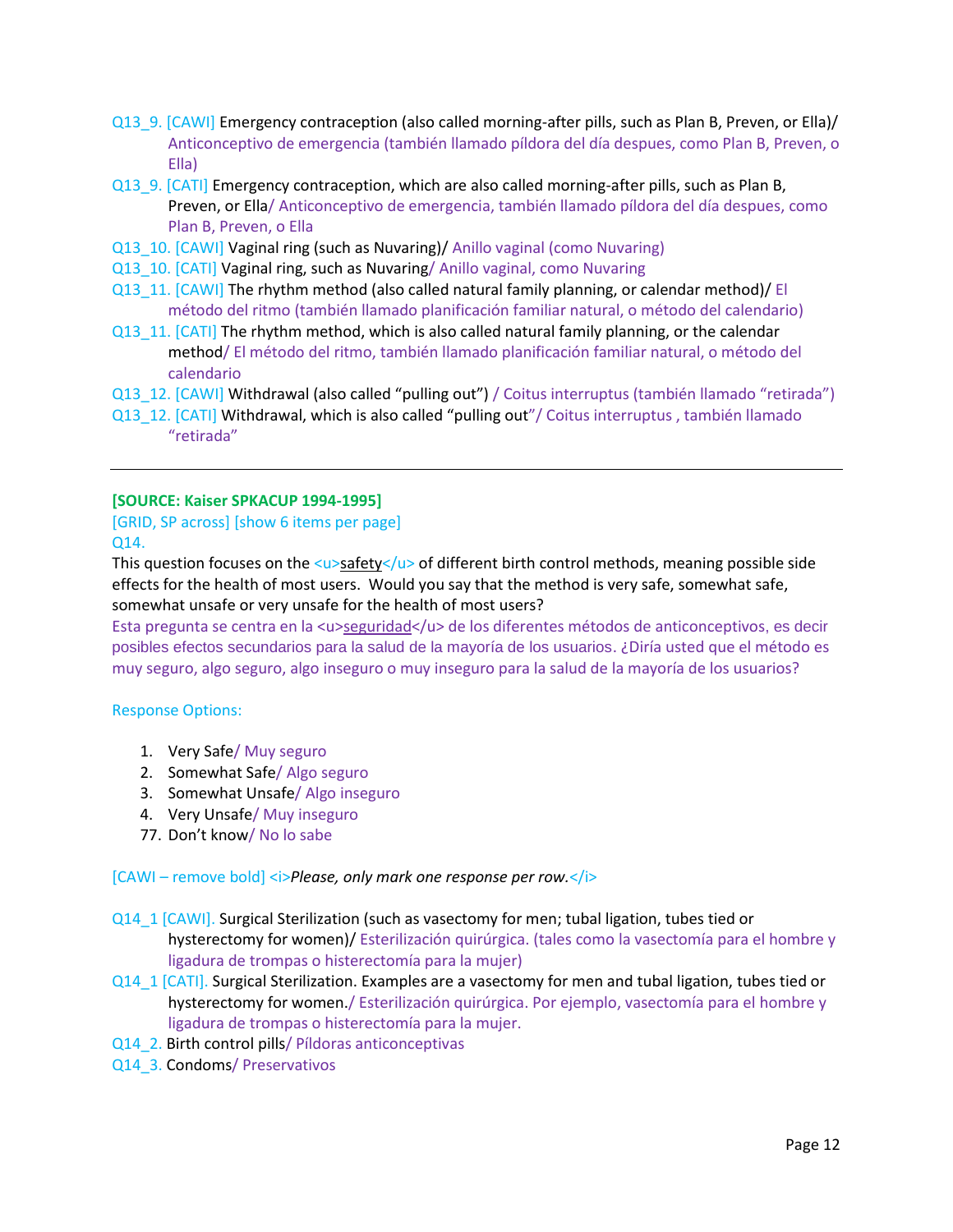Q13_9. [CAWI] Emergency contraception (also called morning-after pills, such as Plan B, Preven, or Ella)/ Anticonceptivo de emergencia (también llamado píldora del día despues, como Plan B, Preven, o Ella)

Q13_9. [CATI] Emergency contraception, which are also called morning-after pills, such as Plan B, Preven, or Ella/ Anticonceptivo de emergencia, también llamado píldora del día despues, como Plan B, Preven, o Ella

Q13_10. [CAWI] Vaginal ring (such as Nuvaring)/ Anillo vaginal (como Nuvaring)

Q13_10. [CATI] Vaginal ring, such as Nuvaring/ Anillo vaginal, como Nuvaring

Q13_11. [CAWI] The rhythm method (also called natural family planning, or calendar method)/ El método del ritmo (también llamado planificación familiar natural, o método del calendario)

Q13_11. [CATI] The rhythm method, which is also called natural family planning, or the calendar method/ El método del ritmo, también llamado planificación familiar natural, o método del calendario

Q13_12. [CAWI] Withdrawal (also called "pulling out") / Coitus interruptus (también llamado "retirada")

Q13_12. [CATI] Withdrawal, which is also called "pulling out"/ Coitus interruptus , también llamado "retirada"

---

**[SOURCE: Kaiser SPKACUP 1994-1995]**

[GRID, SP across] [show 6 items per page]

Q14.

This question focuses on the <u>safety</u> of different birth control methods, meaning possible side effects for the health of most users. Would you say that the method is very safe, somewhat safe, somewhat unsafe or very unsafe for the health of most users?

Esta pregunta se centra en la <u>seguridad</u> de los diferentes métodos de anticonceptivos, es decir posibles efectos secundarios para la salud de la mayoría de los usuarios. ¿Diría usted que el método es muy seguro, algo seguro, algo inseguro o muy inseguro para la salud de la mayoría de los usuarios?

Response Options:

1. Very Safe/ Muy seguro
2. Somewhat Safe/ Algo seguro
3. Somewhat Unsafe/ Algo inseguro
4. Very Unsafe/ Muy inseguro

77. Don't know/ No lo sabe

[CAWI – remove bold] <i>*Please, only mark one response per row.*</i>

Q14_1 [CAWI]. Surgical Sterilization (such as vasectomy for men; tubal ligation, tubes tied or hysterectomy for women)/ Esterilización quirúrgica. (tales como la vasectomía para el hombre y ligadura de trompas o histerectomía para la mujer)

Q14_1 [CATI]. Surgical Sterilization. Examples are a vasectomy for men and tubal ligation, tubes tied or hysterectomy for women./ Esterilización quirúrgica. Por ejemplo, vasectomía para el hombre y ligadura de trompas o histerectomía para la mujer.

Q14_2. Birth control pills/ Píldoras anticonceptivas

Q14_3. Condoms/ Preservativos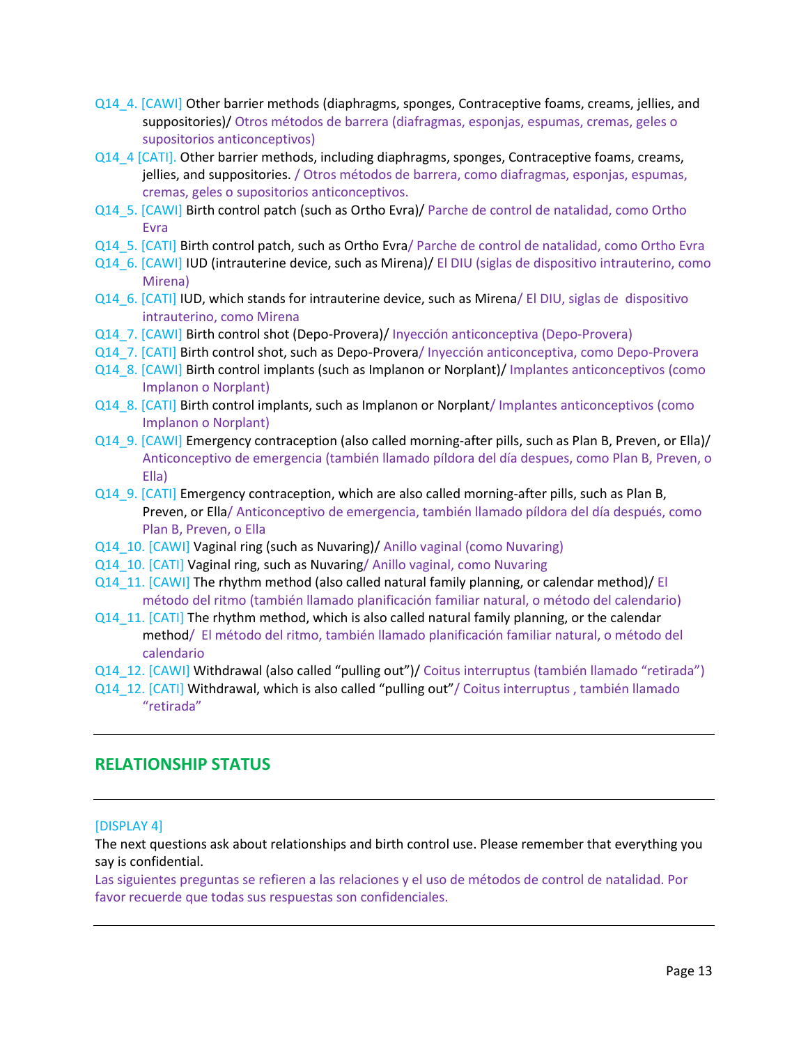Q14_4. [CAWI] Other barrier methods (diaphragms, sponges, Contraceptive foams, creams, jellies, and suppositories)/ Otros métodos de barrera (diafragmas, esponjas, espumas, cremas, geles o supositorios anticonceptivos)

Q14_4 [CATI]. Other barrier methods, including diaphragms, sponges, Contraceptive foams, creams, jellies, and suppositories. / Otros métodos de barrera, como diafragmas, esponjas, espumas, cremas, geles o supositorios anticonceptivos.

Q14_5. [CAWI] Birth control patch (such as Ortho Evra)/ Parche de control de natalidad, como Ortho Evra

Q14_5. [CATI] Birth control patch, such as Ortho Evra/ Parche de control de natalidad, como Ortho Evra

Q14_6. [CAWI] IUD (intrauterine device, such as Mirena)/ El DIU (siglas de dispositivo intrauterino, como Mirena)

Q14_6. [CATI] IUD, which stands for intrauterine device, such as Mirena/ El DIU, siglas de dispositivo intrauterino, como Mirena

Q14_7. [CAWI] Birth control shot (Depo-Provera)/ Inyección anticonceptiva (Depo-Provera)

Q14_7. [CATI] Birth control shot, such as Depo-Provera/ Inyección anticonceptiva, como Depo-Provera

Q14_8. [CAWI] Birth control implants (such as Implanon or Norplant)/ Implantes anticonceptivos (como Implanon o Norplant)

Q14_8. [CATI] Birth control implants, such as Implanon or Norplant/ Implantes anticonceptivos (como Implanon o Norplant)

Q14_9. [CAWI] Emergency contraception (also called morning-after pills, such as Plan B, Preven, or Ella)/ Anticonceptivo de emergencia (también llamado píldora del día despues, como Plan B, Preven, o Ella)

Q14_9. [CATI] Emergency contraception, which are also called morning-after pills, such as Plan B, Preven, or Ella/ Anticonceptivo de emergencia, también llamado píldora del día después, como Plan B, Preven, o Ella

Q14_10. [CAWI] Vaginal ring (such as Nuvaring)/ Anillo vaginal (como Nuvaring)

Q14_10. [CATI] Vaginal ring, such as Nuvaring/ Anillo vaginal, como Nuvaring

Q14_11. [CAWI] The rhythm method (also called natural family planning, or calendar method)/ El método del ritmo (también llamado planificación familiar natural, o método del calendario)

Q14_11. [CATI] The rhythm method, which is also called natural family planning, or the calendar method/ El método del ritmo, también llamado planificación familiar natural, o método del calendario

Q14_12. [CAWI] Withdrawal (also called "pulling out")/ Coitus interruptus (también llamado "retirada")

Q14_12. [CATI] Withdrawal, which is also called "pulling out"/ Coitus interruptus , también llamado "retirada"

---

## RELATIONSHIP STATUS

---

[DISPLAY 4]

The next questions ask about relationships and birth control use. Please remember that everything you say is confidential.

Las siguientes preguntas se refieren a las relaciones y el uso de métodos de control de natalidad. Por favor recuerde que todas sus respuestas son confidenciales.

---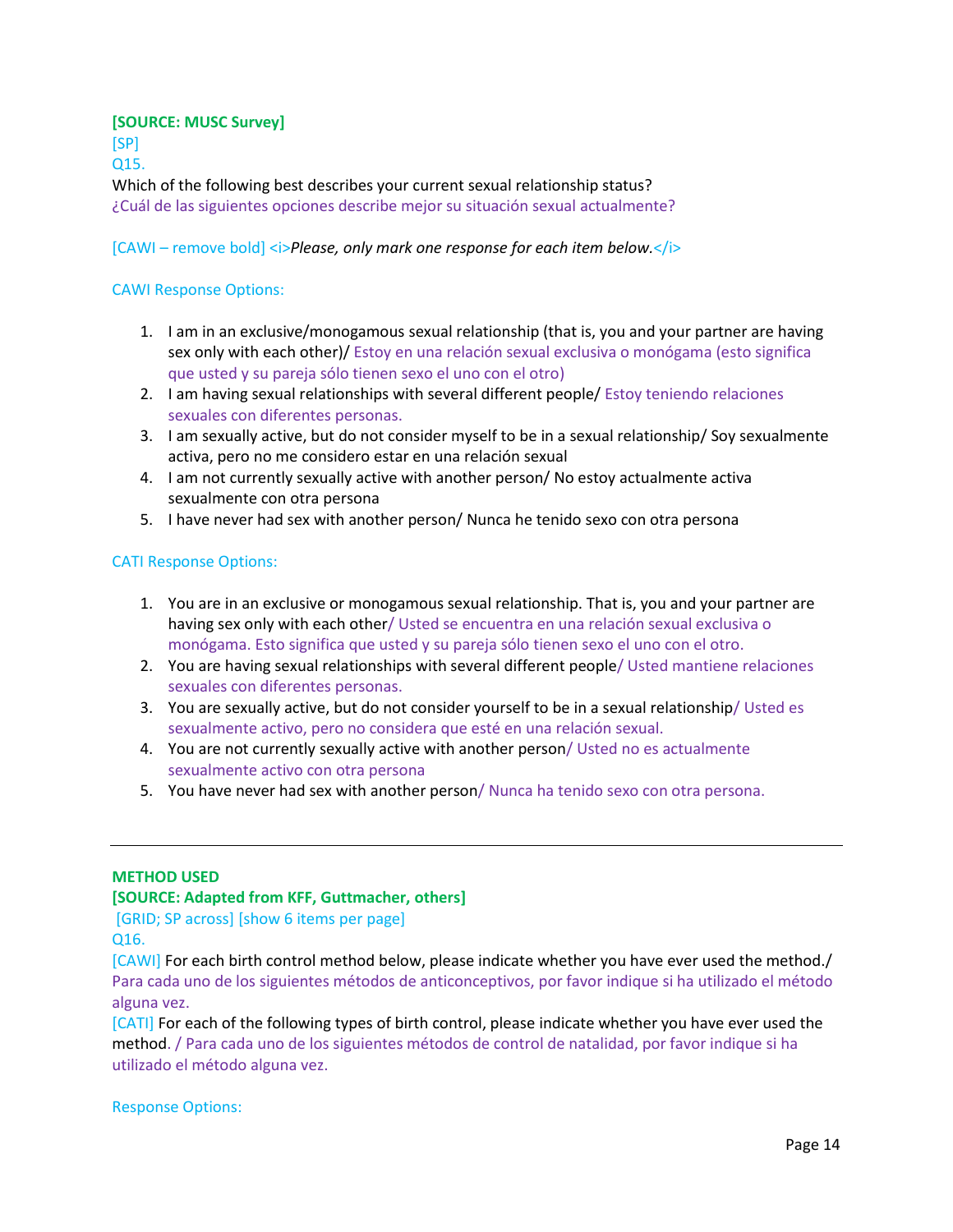**[SOURCE: MUSC Survey]**
[SP]
Q15.
Which of the following best describes your current sexual relationship status?
¿Cuál de las siguientes opciones describe mejor su situación sexual actualmente?

[CAWI – remove bold] <i>*Please, only mark one response for each item below.*</i>

CAWI Response Options:

1. I am in an exclusive/monogamous sexual relationship (that is, you and your partner are having sex only with each other)/ Estoy en una relación sexual exclusiva o monógama (esto significa que usted y su pareja sólo tienen sexo el uno con el otro)
2. I am having sexual relationships with several different people/ Estoy teniendo relaciones sexuales con diferentes personas.
3. I am sexually active, but do not consider myself to be in a sexual relationship/ Soy sexualmente activa, pero no me considero estar en una relación sexual
4. I am not currently sexually active with another person/ No estoy actualmente activa sexualmente con otra persona
5. I have never had sex with another person/ Nunca he tenido sexo con otra persona

CATI Response Options:

1. You are in an exclusive or monogamous sexual relationship. That is, you and your partner are having sex only with each other/ Usted se encuentra en una relación sexual exclusiva o monógama. Esto significa que usted y su pareja sólo tienen sexo el uno con el otro.
2. You are having sexual relationships with several different people/ Usted mantiene relaciones sexuales con diferentes personas.
3. You are sexually active, but do not consider yourself to be in a sexual relationship/ Usted es sexualmente activo, pero no considera que esté en una relación sexual.
4. You are not currently sexually active with another person/ Usted no es actualmente sexualmente activo con otra persona
5. You have never had sex with another person/ Nunca ha tenido sexo con otra persona.

---

**METHOD USED**
**[SOURCE: Adapted from KFF, Guttmacher, others]**
[GRID; SP across] [show 6 items per page]
Q16.
[CAWI] For each birth control method below, please indicate whether you have ever used the method./ Para cada uno de los siguientes métodos de anticonceptivos, por favor indique si ha utilizado el método alguna vez.
[CATI] For each of the following types of birth control, please indicate whether you have ever used the method. / Para cada uno de los siguientes métodos de control de natalidad, por favor indique si ha utilizado el método alguna vez.

Response Options: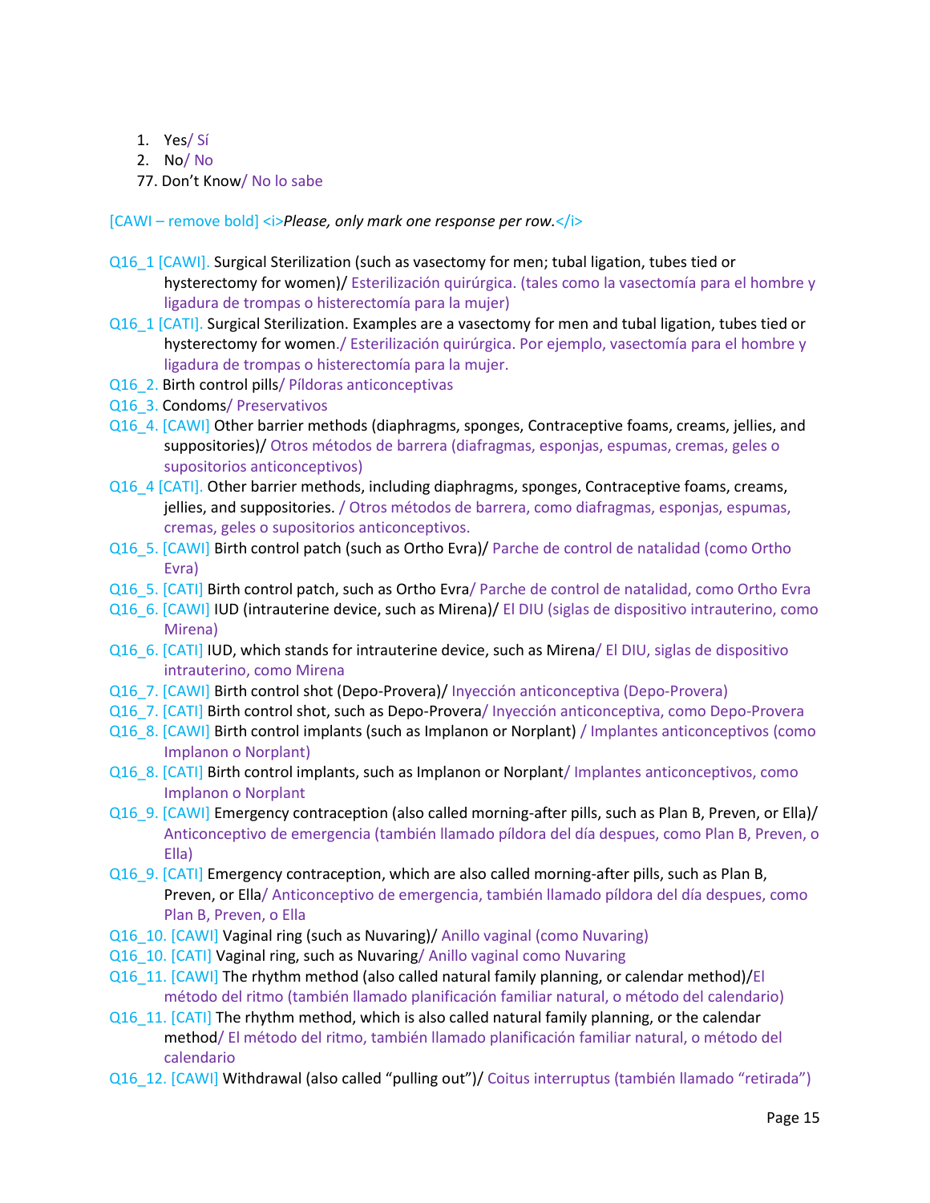1. Yes/ Sí
2. No/ No

77. Don't Know/ No lo sabe

[CAWI – remove bold] <i>*Please, only mark one response per row.*</i>

Q16_1 [CAWI]. Surgical Sterilization (such as vasectomy for men; tubal ligation, tubes tied or hysterectomy for women)/ Esterilización quirúrgica. (tales como la vasectomía para el hombre y ligadura de trompas o histerectomía para la mujer)

Q16_1 [CATI]. Surgical Sterilization. Examples are a vasectomy for men and tubal ligation, tubes tied or hysterectomy for women./ Esterilización quirúrgica. Por ejemplo, vasectomía para el hombre y ligadura de trompas o histerectomía para la mujer.

Q16_2. Birth control pills/ Píldoras anticonceptivas

Q16_3. Condoms/ Preservativos

Q16_4. [CAWI] Other barrier methods (diaphragms, sponges, Contraceptive foams, creams, jellies, and suppositories)/ Otros métodos de barrera (diafragmas, esponjas, espumas, cremas, geles o supositorios anticonceptivos)

Q16_4 [CATI]. Other barrier methods, including diaphragms, sponges, Contraceptive foams, creams, jellies, and suppositories. / Otros métodos de barrera, como diafragmas, esponjas, espumas, cremas, geles o supositorios anticonceptivos.

Q16_5. [CAWI] Birth control patch (such as Ortho Evra)/ Parche de control de natalidad (como Ortho Evra)

Q16_5. [CATI] Birth control patch, such as Ortho Evra/ Parche de control de natalidad, como Ortho Evra

Q16_6. [CAWI] IUD (intrauterine device, such as Mirena)/ El DIU (siglas de dispositivo intrauterino, como Mirena)

Q16_6. [CATI] IUD, which stands for intrauterine device, such as Mirena/ El DIU, siglas de dispositivo intrauterino, como Mirena

Q16_7. [CAWI] Birth control shot (Depo-Provera)/ Inyección anticonceptiva (Depo-Provera)

Q16_7. [CATI] Birth control shot, such as Depo-Provera/ Inyección anticonceptiva, como Depo-Provera

Q16_8. [CAWI] Birth control implants (such as Implanon or Norplant) / Implantes anticonceptivos (como Implanon o Norplant)

Q16_8. [CATI] Birth control implants, such as Implanon or Norplant/ Implantes anticonceptivos, como Implanon o Norplant

Q16_9. [CAWI] Emergency contraception (also called morning-after pills, such as Plan B, Preven, or Ella)/ Anticonceptivo de emergencia (también llamado píldora del día despues, como Plan B, Preven, o Ella)

Q16_9. [CATI] Emergency contraception, which are also called morning-after pills, such as Plan B, Preven, or Ella/ Anticonceptivo de emergencia, también llamado píldora del día despues, como Plan B, Preven, o Ella

Q16_10. [CAWI] Vaginal ring (such as Nuvaring)/ Anillo vaginal (como Nuvaring)

Q16_10. [CATI] Vaginal ring, such as Nuvaring/ Anillo vaginal como Nuvaring

Q16_11. [CAWI] The rhythm method (also called natural family planning, or calendar method)/El método del ritmo (también llamado planificación familiar natural, o método del calendario)

Q16_11. [CATI] The rhythm method, which is also called natural family planning, or the calendar method/ El método del ritmo, también llamado planificación familiar natural, o método del calendario

Q16_12. [CAWI] Withdrawal (also called "pulling out")/ Coitus interruptus (también llamado "retirada")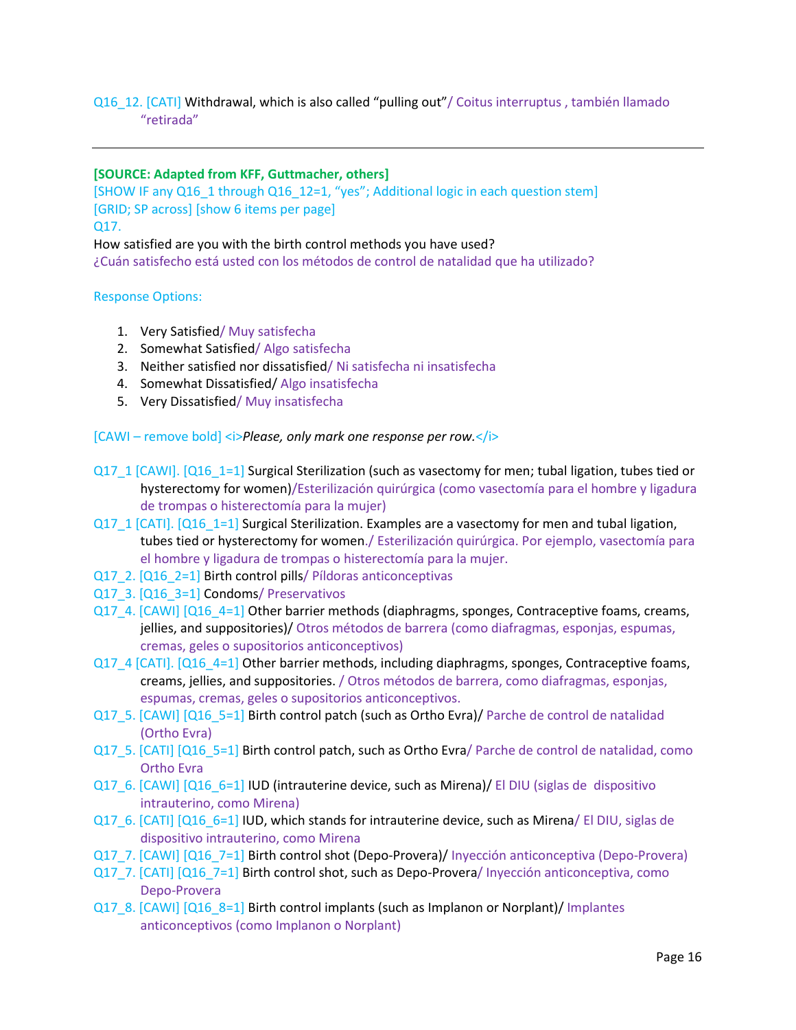Q16_12. [CATI] Withdrawal, which is also called "pulling out"/ Coitus interruptus , también llamado "retirada"

---

**[SOURCE: Adapted from KFF, Guttmacher, others]**
[SHOW IF any Q16_1 through Q16_12=1, "yes"; Additional logic in each question stem]
[GRID; SP across] [show 6 items per page]
Q17.
How satisfied are you with the birth control methods you have used?
¿Cuán satisfecho está usted con los métodos de control de natalidad que ha utilizado?

Response Options:

1. Very Satisfied/ Muy satisfecha
2. Somewhat Satisfied/ Algo satisfecha
3. Neither satisfied nor dissatisfied/ Ni satisfecha ni insatisfecha
4. Somewhat Dissatisfied/ Algo insatisfecha
5. Very Dissatisfied/ Muy insatisfecha

[CAWI – remove bold] <i>*Please, only mark one response per row.*</i>

Q17_1 [CAWI]. [Q16_1=1] Surgical Sterilization (such as vasectomy for men; tubal ligation, tubes tied or hysterectomy for women)/Esterilización quirúrgica (como vasectomía para el hombre y ligadura de trompas o histerectomía para la mujer)
Q17_1 [CATI]. [Q16_1=1] Surgical Sterilization. Examples are a vasectomy for men and tubal ligation, tubes tied or hysterectomy for women./ Esterilización quirúrgica. Por ejemplo, vasectomía para el hombre y ligadura de trompas o histerectomía para la mujer.
Q17_2. [Q16_2=1] Birth control pills/ Píldoras anticonceptivas
Q17_3. [Q16_3=1] Condoms/ Preservativos
Q17_4. [CAWI] [Q16_4=1] Other barrier methods (diaphragms, sponges, Contraceptive foams, creams, jellies, and suppositories)/ Otros métodos de barrera (como diafragmas, esponjas, espumas, cremas, geles o supositorios anticonceptivos)
Q17_4 [CATI]. [Q16_4=1] Other barrier methods, including diaphragms, sponges, Contraceptive foams, creams, jellies, and suppositories. / Otros métodos de barrera, como diafragmas, esponjas, espumas, cremas, geles o supositorios anticonceptivos.
Q17_5. [CAWI] [Q16_5=1] Birth control patch (such as Ortho Evra)/ Parche de control de natalidad (Ortho Evra)
Q17_5. [CATI] [Q16_5=1] Birth control patch, such as Ortho Evra/ Parche de control de natalidad, como Ortho Evra
Q17_6. [CAWI] [Q16_6=1] IUD (intrauterine device, such as Mirena)/ El DIU (siglas de dispositivo intrauterino, como Mirena)
Q17_6. [CATI] [Q16_6=1] IUD, which stands for intrauterine device, such as Mirena/ El DIU, siglas de dispositivo intrauterino, como Mirena
Q17_7. [CAWI] [Q16_7=1] Birth control shot (Depo-Provera)/ Inyección anticonceptiva (Depo-Provera)
Q17_7. [CATI] [Q16_7=1] Birth control shot, such as Depo-Provera/ Inyección anticonceptiva, como Depo-Provera
Q17_8. [CAWI] [Q16_8=1] Birth control implants (such as Implanon or Norplant)/ Implantes anticonceptivos (como Implanon o Norplant)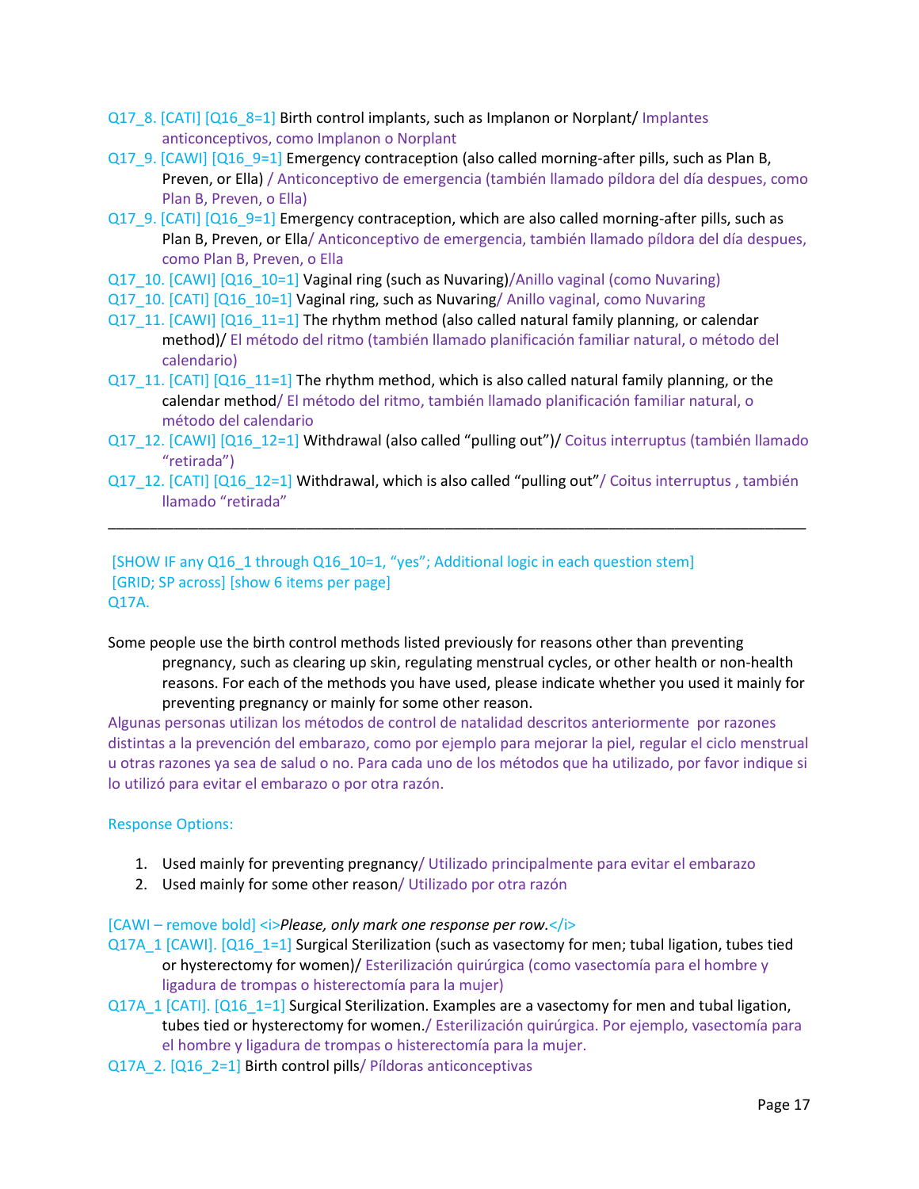Q17_8. [CATI] [Q16_8=1] Birth control implants, such as Implanon or Norplant/ Implantes anticonceptivos, como Implanon o Norplant

Q17_9. [CAWI] [Q16_9=1] Emergency contraception (also called morning-after pills, such as Plan B, Preven, or Ella) / Anticonceptivo de emergencia (también llamado píldora del día despues, como Plan B, Preven, o Ella)

Q17_9. [CATI] [Q16_9=1] Emergency contraception, which are also called morning-after pills, such as Plan B, Preven, or Ella/ Anticonceptivo de emergencia, también llamado píldora del día despues, como Plan B, Preven, o Ella

Q17_10. [CAWI] [Q16_10=1] Vaginal ring (such as Nuvaring)/Anillo vaginal (como Nuvaring)

Q17_10. [CATI] [Q16_10=1] Vaginal ring, such as Nuvaring/ Anillo vaginal, como Nuvaring

Q17_11. [CAWI] [Q16_11=1] The rhythm method (also called natural family planning, or calendar method)/ El método del ritmo (también llamado planificación familiar natural, o método del calendario)

Q17_11. [CATI] [Q16_11=1] The rhythm method, which is also called natural family planning, or the calendar method/ El método del ritmo, también llamado planificación familiar natural, o método del calendario

Q17_12. [CAWI] [Q16_12=1] Withdrawal (also called "pulling out")/ Coitus interruptus (también llamado "retirada")

Q17_12. [CATI] [Q16_12=1] Withdrawal, which is also called "pulling out"/ Coitus interruptus , también llamado "retirada"

---

[SHOW IF any Q16_1 through Q16_10=1, "yes"; Additional logic in each question stem]
[GRID; SP across] [show 6 items per page]
Q17A.

Some people use the birth control methods listed previously for reasons other than preventing pregnancy, such as clearing up skin, regulating menstrual cycles, or other health or non-health reasons. For each of the methods you have used, please indicate whether you used it mainly for preventing pregnancy or mainly for some other reason.
Algunas personas utilizan los métodos de control de natalidad descritos anteriormente por razones distintas a la prevención del embarazo, como por ejemplo para mejorar la piel, regular el ciclo menstrual u otras razones ya sea de salud o no. Para cada uno de los métodos que ha utilizado, por favor indique si lo utilizó para evitar el embarazo o por otra razón.

Response Options:

1. Used mainly for preventing pregnancy/ Utilizado principalmente para evitar el embarazo
2. Used mainly for some other reason/ Utilizado por otra razón

[CAWI – remove bold] <i>*Please, only mark one response per row.*</i>

Q17A_1 [CAWI]. [Q16_1=1] Surgical Sterilization (such as vasectomy for men; tubal ligation, tubes tied or hysterectomy for women)/ Esterilización quirúrgica (como vasectomía para el hombre y ligadura de trompas o histerectomía para la mujer)

Q17A_1 [CATI]. [Q16_1=1] Surgical Sterilization. Examples are a vasectomy for men and tubal ligation, tubes tied or hysterectomy for women./ Esterilización quirúrgica. Por ejemplo, vasectomía para el hombre y ligadura de trompas o histerectomía para la mujer.

Q17A_2. [Q16_2=1] Birth control pills/ Píldoras anticonceptivas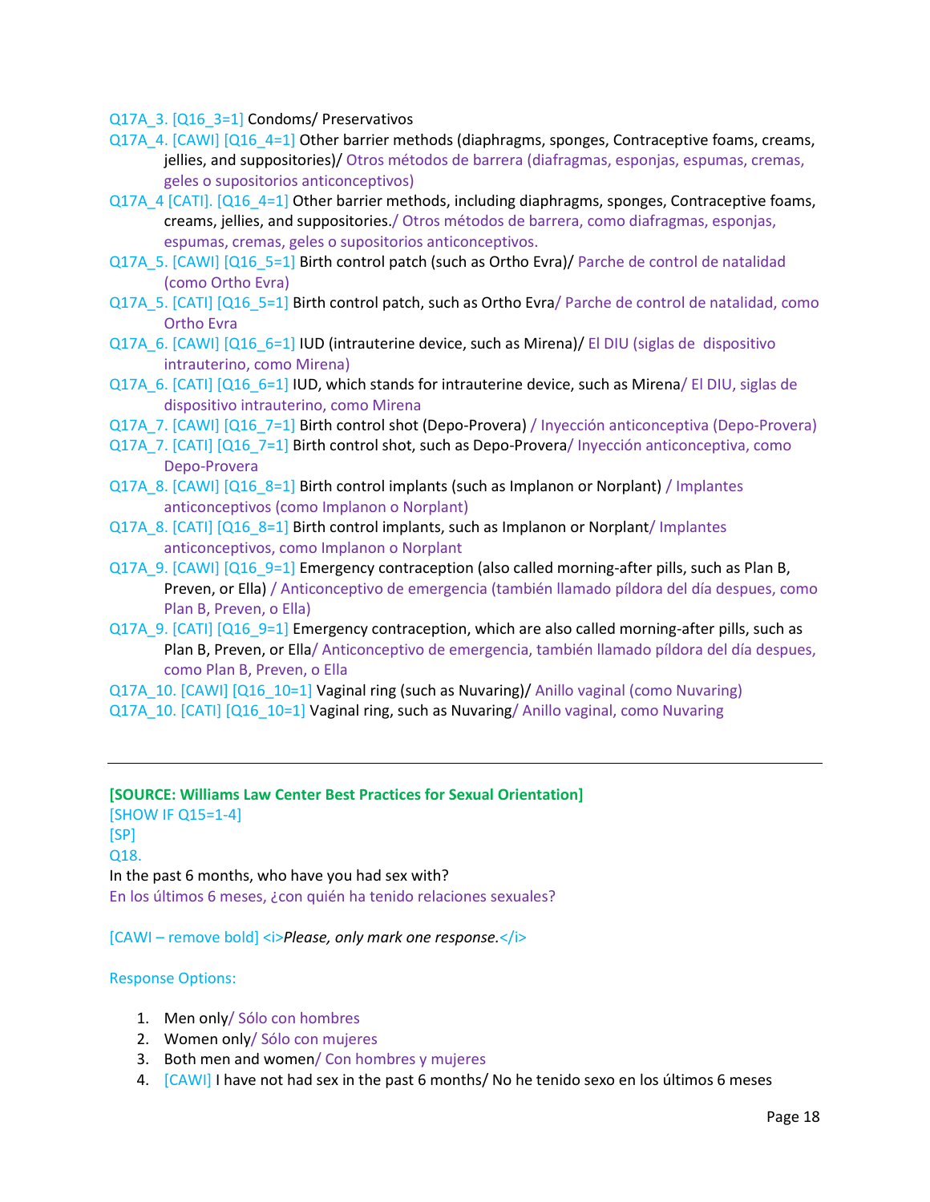Q17A_3. [Q16_3=1] Condoms/ Preservativos

Q17A_4. [CAWI] [Q16_4=1] Other barrier methods (diaphragms, sponges, Contraceptive foams, creams, jellies, and suppositories)/ Otros métodos de barrera (diafragmas, esponjas, espumas, cremas, geles o supositorios anticonceptivos)

Q17A_4 [CATI]. [Q16_4=1] Other barrier methods, including diaphragms, sponges, Contraceptive foams, creams, jellies, and suppositories./ Otros métodos de barrera, como diafragmas, esponjas, espumas, cremas, geles o supositorios anticonceptivos.

Q17A_5. [CAWI] [Q16_5=1] Birth control patch (such as Ortho Evra)/ Parche de control de natalidad (como Ortho Evra)

Q17A_5. [CATI] [Q16_5=1] Birth control patch, such as Ortho Evra/ Parche de control de natalidad, como Ortho Evra

Q17A_6. [CAWI] [Q16_6=1] IUD (intrauterine device, such as Mirena)/ El DIU (siglas de dispositivo intrauterino, como Mirena)

Q17A_6. [CATI] [Q16_6=1] IUD, which stands for intrauterine device, such as Mirena/ El DIU, siglas de dispositivo intrauterino, como Mirena

Q17A_7. [CAWI] [Q16_7=1] Birth control shot (Depo-Provera) / Inyección anticonceptiva (Depo-Provera)

Q17A_7. [CATI] [Q16_7=1] Birth control shot, such as Depo-Provera/ Inyección anticonceptiva, como Depo-Provera

Q17A_8. [CAWI] [Q16_8=1] Birth control implants (such as Implanon or Norplant) / Implantes anticonceptivos (como Implanon o Norplant)

Q17A_8. [CATI] [Q16_8=1] Birth control implants, such as Implanon or Norplant/ Implantes anticonceptivos, como Implanon o Norplant

Q17A_9. [CAWI] [Q16_9=1] Emergency contraception (also called morning-after pills, such as Plan B, Preven, or Ella) / Anticonceptivo de emergencia (también llamado píldora del día despues, como Plan B, Preven, o Ella)

Q17A_9. [CATI] [Q16_9=1] Emergency contraception, which are also called morning-after pills, such as Plan B, Preven, or Ella/ Anticonceptivo de emergencia, también llamado píldora del día despues, como Plan B, Preven, o Ella

Q17A_10. [CAWI] [Q16_10=1] Vaginal ring (such as Nuvaring)/ Anillo vaginal (como Nuvaring)

Q17A_10. [CATI] [Q16_10=1] Vaginal ring, such as Nuvaring/ Anillo vaginal, como Nuvaring

---

**[SOURCE: Williams Law Center Best Practices for Sexual Orientation]**

[SHOW IF Q15=1-4]

[SP]

Q18.

In the past 6 months, who have you had sex with?

En los últimos 6 meses, ¿con quién ha tenido relaciones sexuales?

[CAWI – remove bold] <i>*Please, only mark one response.*</i>

Response Options:

1. Men only/ Sólo con hombres
2. Women only/ Sólo con mujeres
3. Both men and women/ Con hombres y mujeres
4. [CAWI] I have not had sex in the past 6 months/ No he tenido sexo en los últimos 6 meses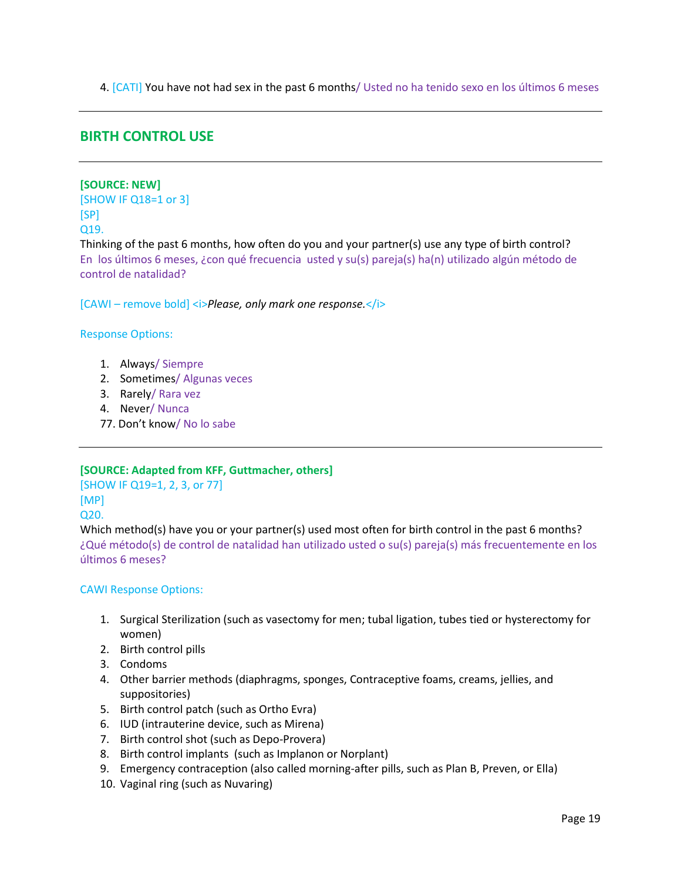4. [CATI] You have not had sex in the past 6 months/ Usted no ha tenido sexo en los últimos 6 meses

---

## BIRTH CONTROL USE

---

**[SOURCE: NEW]**
[SHOW IF Q18=1 or 3]
[SP]
Q19.
Thinking of the past 6 months, how often do you and your partner(s) use any type of birth control?
En los últimos 6 meses, ¿con qué frecuencia usted y su(s) pareja(s) ha(n) utilizado algún método de control de natalidad?

[CAWI – remove bold] <i>*Please, only mark one response.*</i>

Response Options:

1. Always/ Siempre
2. Sometimes/ Algunas veces
3. Rarely/ Rara vez
4. Never/ Nunca

77. Don't know/ No lo sabe

---

**[SOURCE: Adapted from KFF, Guttmacher, others]**
[SHOW IF Q19=1, 2, 3, or 77]
[MP]
Q20.
Which method(s) have you or your partner(s) used most often for birth control in the past 6 months?
¿Qué método(s) de control de natalidad han utilizado usted o su(s) pareja(s) más frecuentemente en los últimos 6 meses?

CAWI Response Options:

1. Surgical Sterilization (such as vasectomy for men; tubal ligation, tubes tied or hysterectomy for women)
2. Birth control pills
3. Condoms
4. Other barrier methods (diaphragms, sponges, Contraceptive foams, creams, jellies, and suppositories)
5. Birth control patch (such as Ortho Evra)
6. IUD (intrauterine device, such as Mirena)
7. Birth control shot (such as Depo-Provera)
8. Birth control implants (such as Implanon or Norplant)
9. Emergency contraception (also called morning-after pills, such as Plan B, Preven, or Ella)
10. Vaginal ring (such as Nuvaring)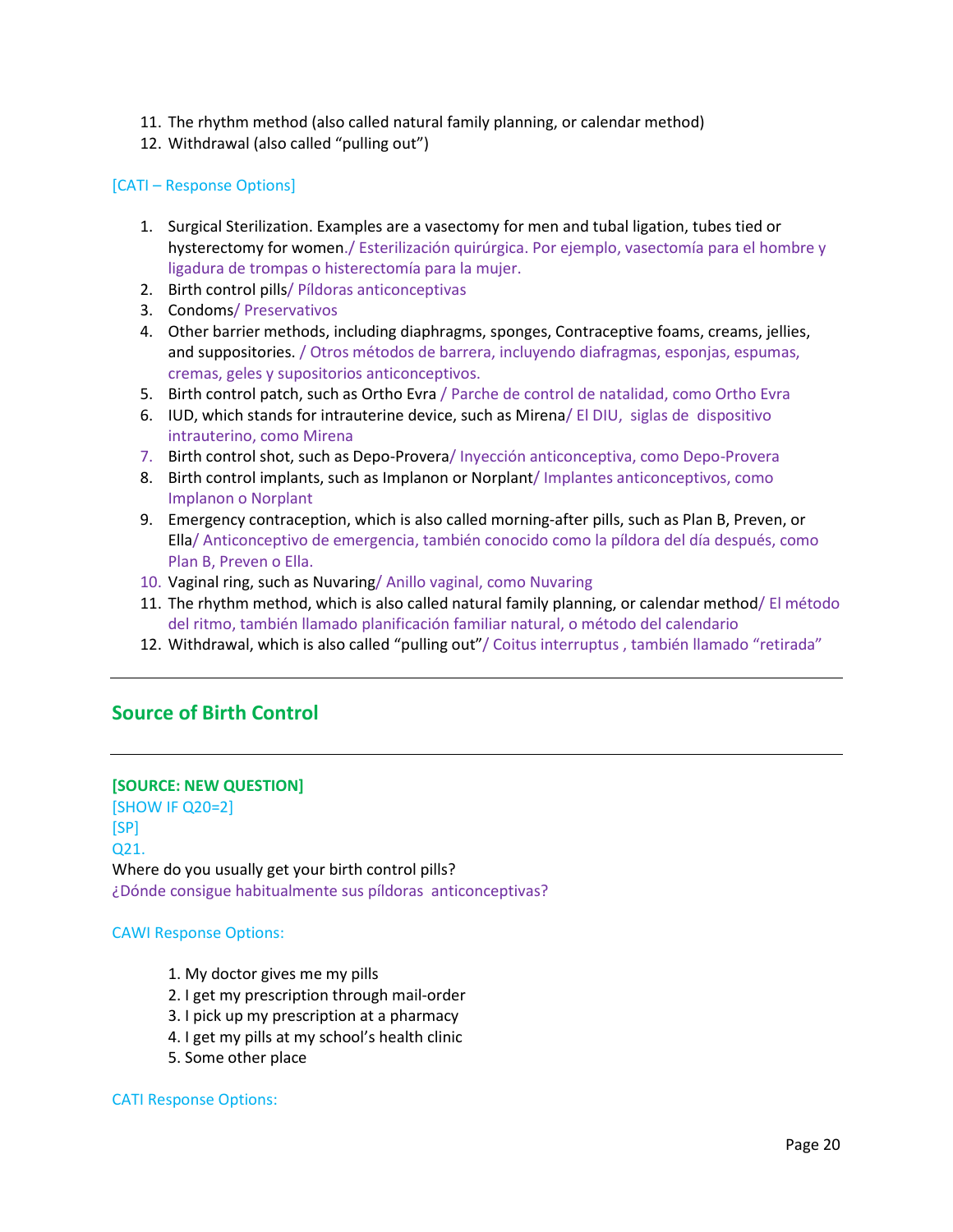11. The rhythm method (also called natural family planning, or calendar method)
12. Withdrawal (also called "pulling out")

[CATI – Response Options]

1. Surgical Sterilization. Examples are a vasectomy for men and tubal ligation, tubes tied or hysterectomy for women./ Esterilización quirúrgica. Por ejemplo, vasectomía para el hombre y ligadura de trompas o histerectomía para la mujer.
2. Birth control pills/ Píldoras anticonceptivas
3. Condoms/ Preservativos
4. Other barrier methods, including diaphragms, sponges, Contraceptive foams, creams, jellies, and suppositories. / Otros métodos de barrera, incluyendo diafragmas, esponjas, espumas, cremas, geles y supositorios anticonceptivos.
5. Birth control patch, such as Ortho Evra / Parche de control de natalidad, como Ortho Evra
6. IUD, which stands for intrauterine device, such as Mirena/ El DIU, siglas de dispositivo intrauterino, como Mirena
7. Birth control shot, such as Depo-Provera/ Inyección anticonceptiva, como Depo-Provera
8. Birth control implants, such as Implanon or Norplant/ Implantes anticonceptivos, como Implanon o Norplant
9. Emergency contraception, which is also called morning-after pills, such as Plan B, Preven, or Ella/ Anticonceptivo de emergencia, también conocido como la píldora del día después, como Plan B, Preven o Ella.
10. Vaginal ring, such as Nuvaring/ Anillo vaginal, como Nuvaring
11. The rhythm method, which is also called natural family planning, or calendar method/ El método del ritmo, también llamado planificación familiar natural, o método del calendario
12. Withdrawal, which is also called "pulling out"/ Coitus interruptus , también llamado "retirada"

---

## Source of Birth Control

---

**[SOURCE: NEW QUESTION]**
[SHOW IF Q20=2]
[SP]
Q21.
Where do you usually get your birth control pills?
¿Dónde consigue habitualmente sus píldoras anticonceptivas?

CAWI Response Options:

1. My doctor gives me my pills
2. I get my prescription through mail-order
3. I pick up my prescription at a pharmacy
4. I get my pills at my school's health clinic
5. Some other place

CATI Response Options: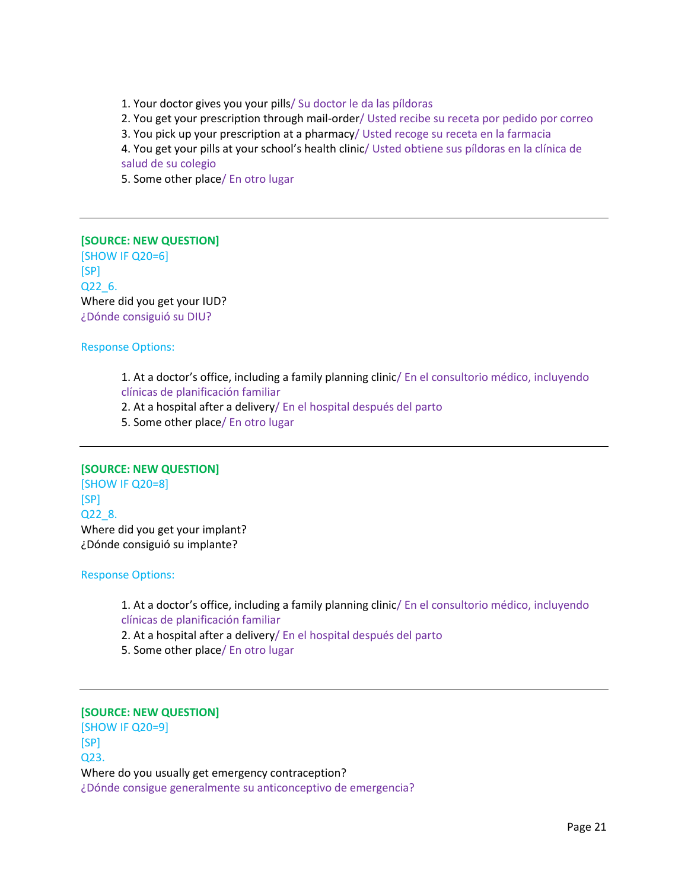1. Your doctor gives you your pills/ Su doctor le da las píldoras
2. You get your prescription through mail-order/ Usted recibe su receta por pedido por correo
3. You pick up your prescription at a pharmacy/ Usted recoge su receta en la farmacia
4. You get your pills at your school's health clinic/ Usted obtiene sus píldoras en la clínica de salud de su colegio
5. Some other place/ En otro lugar

---

**[SOURCE: NEW QUESTION]**
[SHOW IF Q20=6]
[SP]
Q22_6.
Where did you get your IUD?
¿Dónde consiguió su DIU?

Response Options:

1. At a doctor's office, including a family planning clinic/ En el consultorio médico, incluyendo clínicas de planificación familiar
2. At a hospital after a delivery/ En el hospital después del parto
5. Some other place/ En otro lugar

---

**[SOURCE: NEW QUESTION]**
[SHOW IF Q20=8]
[SP]
Q22_8.
Where did you get your implant?
¿Dónde consiguió su implante?

Response Options:

1. At a doctor's office, including a family planning clinic/ En el consultorio médico, incluyendo clínicas de planificación familiar
2. At a hospital after a delivery/ En el hospital después del parto
5. Some other place/ En otro lugar

---

**[SOURCE: NEW QUESTION]**
[SHOW IF Q20=9]
[SP]
Q23.
Where do you usually get emergency contraception?
¿Dónde consigue generalmente su anticonceptivo de emergencia?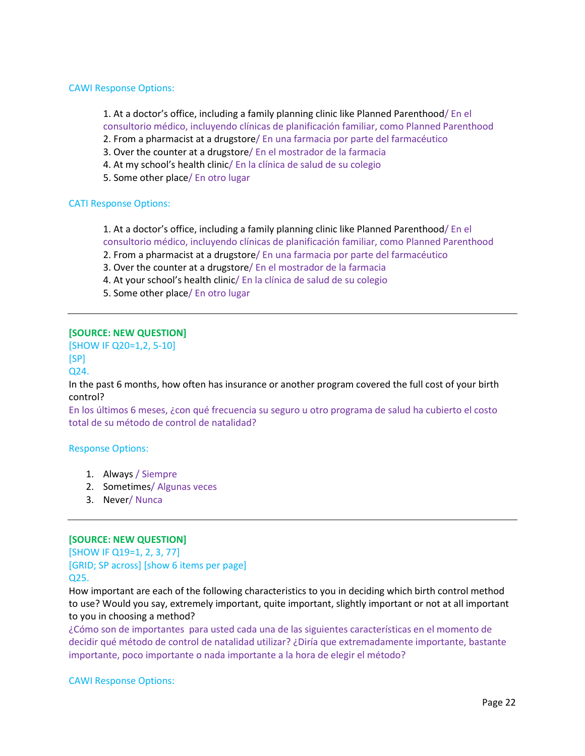CAWI Response Options:

1. At a doctor's office, including a family planning clinic like Planned Parenthood/ En el consultorio médico, incluyendo clínicas de planificación familiar, como Planned Parenthood
2. From a pharmacist at a drugstore/ En una farmacia por parte del farmacéutico
3. Over the counter at a drugstore/ En el mostrador de la farmacia
4. At my school's health clinic/ En la clínica de salud de su colegio
5. Some other place/ En otro lugar

CATI Response Options:

1. At a doctor's office, including a family planning clinic like Planned Parenthood/ En el consultorio médico, incluyendo clínicas de planificación familiar, como Planned Parenthood
2. From a pharmacist at a drugstore/ En una farmacia por parte del farmacéutico
3. Over the counter at a drugstore/ En el mostrador de la farmacia
4. At your school's health clinic/ En la clínica de salud de su colegio
5. Some other place/ En otro lugar

---

**[SOURCE: NEW QUESTION]**
[SHOW IF Q20=1,2, 5-10]
[SP]
Q24.
In the past 6 months, how often has insurance or another program covered the full cost of your birth control?
En los últimos 6 meses, ¿con qué frecuencia su seguro u otro programa de salud ha cubierto el costo total de su método de control de natalidad?

Response Options:

1. Always / Siempre
2. Sometimes/ Algunas veces
3. Never/ Nunca

---

**[SOURCE: NEW QUESTION]**
[SHOW IF Q19=1, 2, 3, 77]
[GRID; SP across] [show 6 items per page]
Q25.
How important are each of the following characteristics to you in deciding which birth control method to use? Would you say, extremely important, quite important, slightly important or not at all important to you in choosing a method?
¿Cómo son de importantes para usted cada una de las siguientes características en el momento de decidir qué método de control de natalidad utilizar? ¿Diría que extremadamente importante, bastante importante, poco importante o nada importante a la hora de elegir el método?

CAWI Response Options: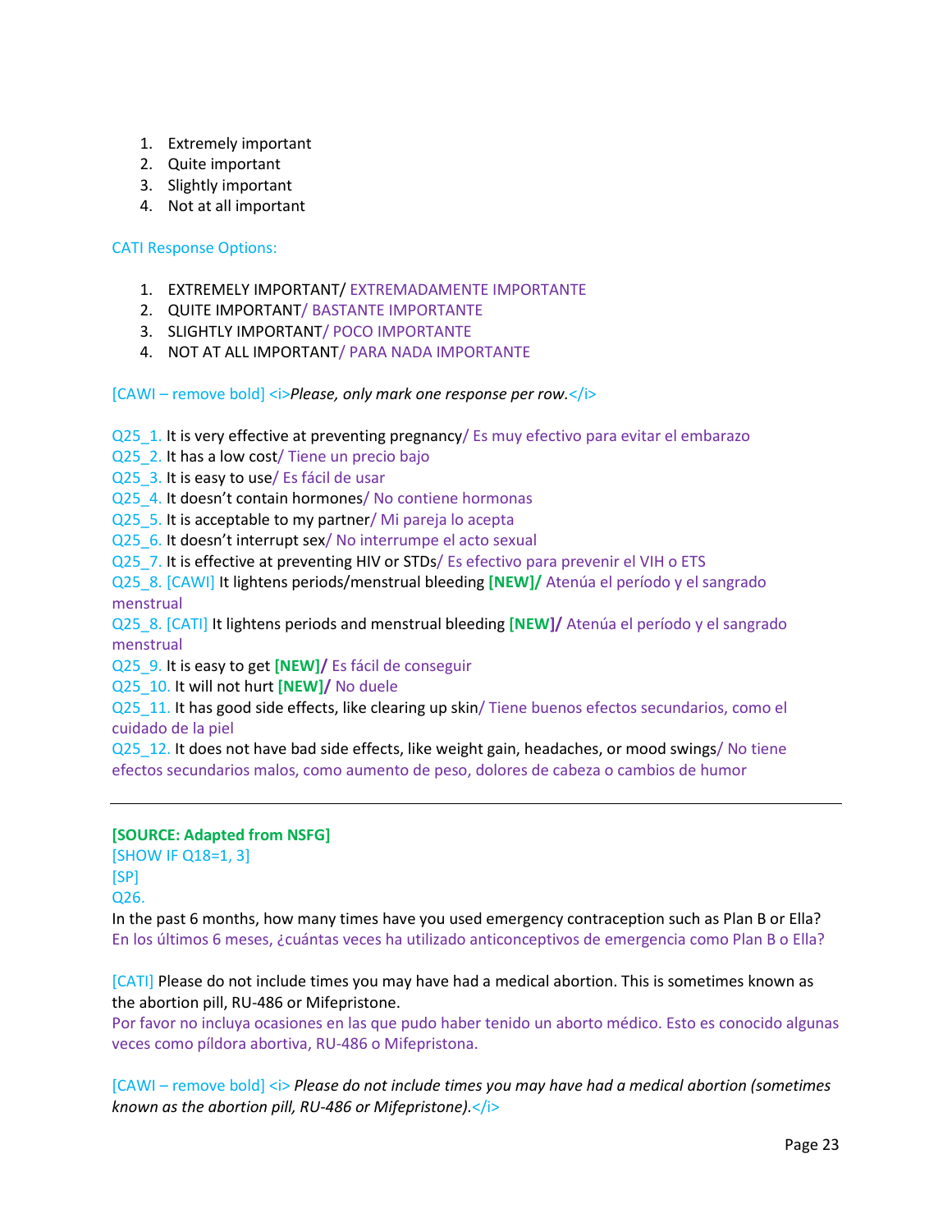1. Extremely important
2. Quite important
3. Slightly important
4. Not at all important

CATI Response Options:

1. EXTREMELY IMPORTANT/ EXTREMADAMENTE IMPORTANTE
2. QUITE IMPORTANT/ BASTANTE IMPORTANTE
3. SLIGHTLY IMPORTANT/ POCO IMPORTANTE
4. NOT AT ALL IMPORTANT/ PARA NADA IMPORTANTE

[CAWI – remove bold] <i>*Please, only mark one response per row.*</i>

Q25_1. It is very effective at preventing pregnancy/ Es muy efectivo para evitar el embarazo
Q25_2. It has a low cost/ Tiene un precio bajo
Q25_3. It is easy to use/ Es fácil de usar
Q25_4. It doesn't contain hormones/ No contiene hormonas
Q25_5. It is acceptable to my partner/ Mi pareja lo acepta
Q25_6. It doesn't interrupt sex/ No interrumpe el acto sexual
Q25_7. It is effective at preventing HIV or STDs/ Es efectivo para prevenir el VIH o ETS
Q25_8. [CAWI] It lightens periods/menstrual bleeding **[NEW]/** Atenúa el período y el sangrado menstrual
Q25_8. [CATI] It lightens periods and menstrual bleeding **[NEW]/** Atenúa el período y el sangrado menstrual
Q25_9. It is easy to get **[NEW]/** Es fácil de conseguir
Q25_10. It will not hurt **[NEW]/** No duele
Q25_11. It has good side effects, like clearing up skin/ Tiene buenos efectos secundarios, como el cuidado de la piel
Q25_12. It does not have bad side effects, like weight gain, headaches, or mood swings/ No tiene efectos secundarios malos, como aumento de peso, dolores de cabeza o cambios de humor

---

**[SOURCE: Adapted from NSFG]**
[SHOW IF Q18=1, 3]
[SP]
Q26.
In the past 6 months, how many times have you used emergency contraception such as Plan B or Ella?
En los últimos 6 meses, ¿cuántas veces ha utilizado anticonceptivos de emergencia como Plan B o Ella?

[CATI] Please do not include times you may have had a medical abortion. This is sometimes known as the abortion pill, RU-486 or Mifepristone.
Por favor no incluya ocasiones en las que pudo haber tenido un aborto médico. Esto es conocido algunas veces como píldora abortiva, RU-486 o Mifepristona.

[CAWI – remove bold] <i> *Please do not include times you may have had a medical abortion (sometimes known as the abortion pill, RU-486 or Mifepristone).*</i>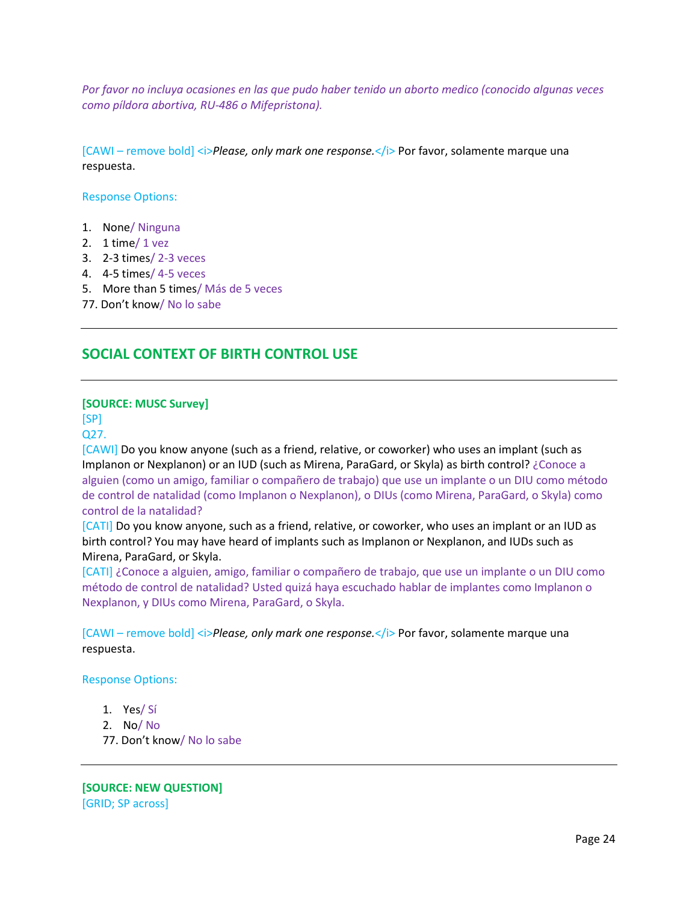*Por favor no incluya ocasiones en las que pudo haber tenido un aborto medico (conocido algunas veces como píldora abortiva, RU-486 o Mifepristona).*

[CAWI – remove bold] <i>*Please, only mark one response.*</i> Por favor, solamente marque una respuesta.

Response Options:

1. None/ Ninguna
2. 1 time/ 1 vez
3. 2-3 times/ 2-3 veces
4. 4-5 times/ 4-5 veces
5. More than 5 times/ Más de 5 veces

77. Don't know/ No lo sabe

---

## SOCIAL CONTEXT OF BIRTH CONTROL USE

---

**[SOURCE: MUSC Survey]**
[SP]
Q27.
[CAWI] Do you know anyone (such as a friend, relative, or coworker) who uses an implant (such as Implanon or Nexplanon) or an IUD (such as Mirena, ParaGard, or Skyla) as birth control? ¿Conoce a alguien (como un amigo, familiar o compañero de trabajo) que use un implante o un DIU como método de control de natalidad (como Implanon o Nexplanon), o DIUs (como Mirena, ParaGard, o Skyla) como control de la natalidad?
[CATI] Do you know anyone, such as a friend, relative, or coworker, who uses an implant or an IUD as birth control? You may have heard of implants such as Implanon or Nexplanon, and IUDs such as Mirena, ParaGard, or Skyla.
[CATI] ¿Conoce a alguien, amigo, familiar o compañero de trabajo, que use un implante o un DIU como método de control de natalidad? Usted quizá haya escuchado hablar de implantes como Implanon o Nexplanon, y DIUs como Mirena, ParaGard, o Skyla.

[CAWI – remove bold] <i>*Please, only mark one response.*</i> Por favor, solamente marque una respuesta.

Response Options:

1. Yes/ Sí
2. No/ No

77. Don't know/ No lo sabe

---

**[SOURCE: NEW QUESTION]**
[GRID; SP across]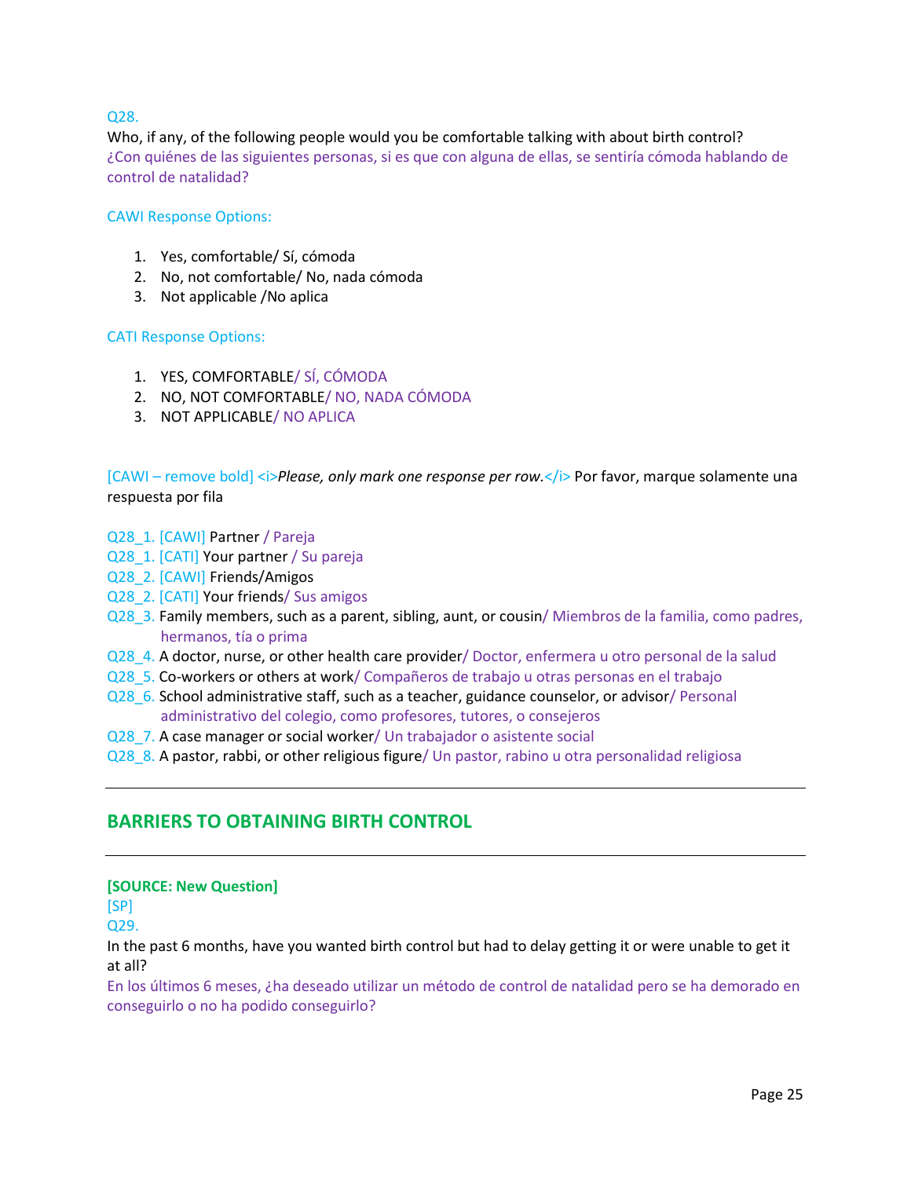Q28.

Who, if any, of the following people would you be comfortable talking with about birth control?
¿Con quiénes de las siguientes personas, si es que con alguna de ellas, se sentiría cómoda hablando de control de natalidad?

CAWI Response Options:

1. Yes, comfortable/ Sí, cómoda
2. No, not comfortable/ No, nada cómoda
3. Not applicable /No aplica

CATI Response Options:

1. YES, COMFORTABLE/ SÍ, CÓMODA
2. NO, NOT COMFORTABLE/ NO, NADA CÓMODA
3. NOT APPLICABLE/ NO APLICA

[CAWI – remove bold] <i>*Please, only mark one response per row.*</i> Por favor, marque solamente una respuesta por fila

Q28_1. [CAWI] Partner / Pareja
Q28_1. [CATI] Your partner / Su pareja
Q28_2. [CAWI] Friends/Amigos
Q28_2. [CATI] Your friends/ Sus amigos
Q28_3. Family members, such as a parent, sibling, aunt, or cousin/ Miembros de la familia, como padres, hermanos, tía o prima
Q28_4. A doctor, nurse, or other health care provider/ Doctor, enfermera u otro personal de la salud
Q28_5. Co-workers or others at work/ Compañeros de trabajo u otras personas en el trabajo
Q28_6. School administrative staff, such as a teacher, guidance counselor, or advisor/ Personal administrativo del colegio, como profesores, tutores, o consejeros
Q28_7. A case manager or social worker/ Un trabajador o asistente social
Q28_8. A pastor, rabbi, or other religious figure/ Un pastor, rabino u otra personalidad religiosa

---

## BARRIERS TO OBTAINING BIRTH CONTROL

---

**[SOURCE: New Question]**
[SP]
Q29.

In the past 6 months, have you wanted birth control but had to delay getting it or were unable to get it at all?
En los últimos 6 meses, ¿ha deseado utilizar un método de control de natalidad pero se ha demorado en conseguirlo o no ha podido conseguirlo?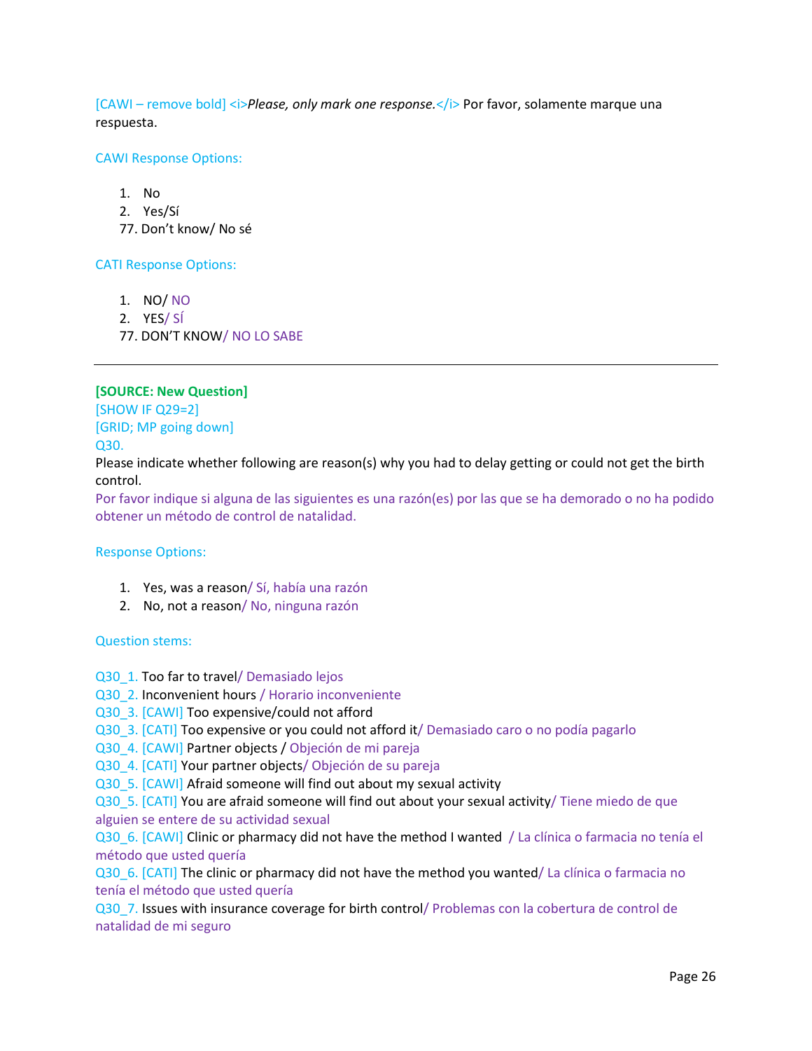[CAWI – remove bold] <i>*Please, only mark one response.*</i> Por favor, solamente marque una respuesta.

CAWI Response Options:

1. No
2. Yes/Sí

77. Don't know/ No sé

CATI Response Options:

1. NO/ NO
2. YES/ SÍ

77. DON'T KNOW/ NO LO SABE

---

**[SOURCE: New Question]**
[SHOW IF Q29=2]
[GRID; MP going down]
Q30.
Please indicate whether following are reason(s) why you had to delay getting or could not get the birth control.
Por favor indique si alguna de las siguientes es una razón(es) por las que se ha demorado o no ha podido obtener un método de control de natalidad.

Response Options:

1. Yes, was a reason/ Sí, había una razón
2. No, not a reason/ No, ninguna razón

Question stems:

Q30_1. Too far to travel/ Demasiado lejos
Q30_2. Inconvenient hours / Horario inconveniente
Q30_3. [CAWI] Too expensive/could not afford
Q30_3. [CATI] Too expensive or you could not afford it/ Demasiado caro o no podía pagarlo
Q30_4. [CAWI] Partner objects / Objeción de mi pareja
Q30_4. [CATI] Your partner objects/ Objeción de su pareja
Q30_5. [CAWI] Afraid someone will find out about my sexual activity
Q30_5. [CATI] You are afraid someone will find out about your sexual activity/ Tiene miedo de que alguien se entere de su actividad sexual
Q30_6. [CAWI] Clinic or pharmacy did not have the method I wanted / La clínica o farmacia no tenía el método que usted quería
Q30_6. [CATI] The clinic or pharmacy did not have the method you wanted/ La clínica o farmacia no tenía el método que usted quería
Q30_7. Issues with insurance coverage for birth control/ Problemas con la cobertura de control de natalidad de mi seguro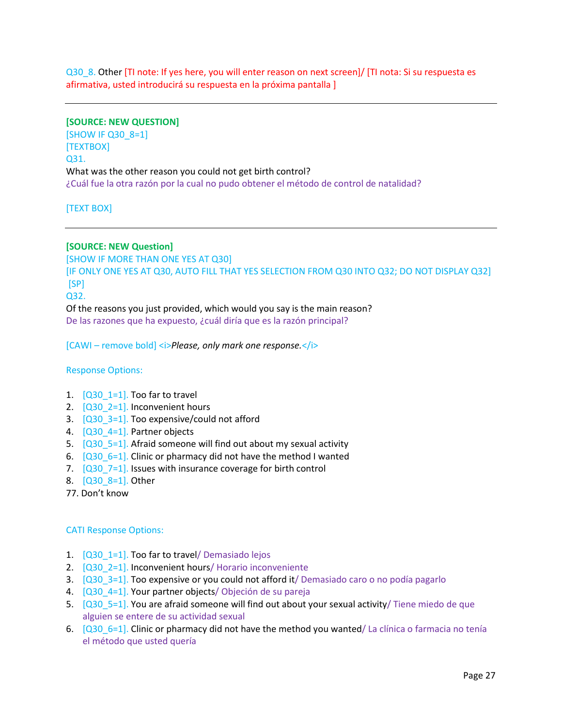Q30_8. Other [TI note: If yes here, you will enter reason on next screen]/ [TI nota: Si su respuesta es afirmativa, usted introducirá su respuesta en la próxima pantalla ]

---

**[SOURCE: NEW QUESTION]**
[SHOW IF Q30_8=1]
[TEXTBOX]
Q31.
What was the other reason you could not get birth control?
¿Cuál fue la otra razón por la cual no pudo obtener el método de control de natalidad?

[TEXT BOX]

---

**[SOURCE: NEW Question]**
[SHOW IF MORE THAN ONE YES AT Q30]
[IF ONLY ONE YES AT Q30, AUTO FILL THAT YES SELECTION FROM Q30 INTO Q32; DO NOT DISPLAY Q32]
[SP]
Q32.
Of the reasons you just provided, which would you say is the main reason?
De las razones que ha expuesto, ¿cuál diría que es la razón principal?

[CAWI – remove bold] <i>*Please, only mark one response.*</i>

Response Options:

1. [Q30_1=1]. Too far to travel
2. [Q30_2=1]. Inconvenient hours
3. [Q30_3=1]. Too expensive/could not afford
4. [Q30_4=1]. Partner objects
5. [Q30_5=1]. Afraid someone will find out about my sexual activity
6. [Q30_6=1]. Clinic or pharmacy did not have the method I wanted
7. [Q30_7=1]. Issues with insurance coverage for birth control
8. [Q30_8=1]. Other

77. Don't know

CATI Response Options:

1. [Q30_1=1]. Too far to travel/ Demasiado lejos
2. [Q30_2=1]. Inconvenient hours/ Horario inconveniente
3. [Q30_3=1]. Too expensive or you could not afford it/ Demasiado caro o no podía pagarlo
4. [Q30_4=1]. Your partner objects/ Objeción de su pareja
5. [Q30_5=1]. You are afraid someone will find out about your sexual activity/ Tiene miedo de que alguien se entere de su actividad sexual
6. [Q30_6=1]. Clinic or pharmacy did not have the method you wanted/ La clínica o farmacia no tenía el método que usted quería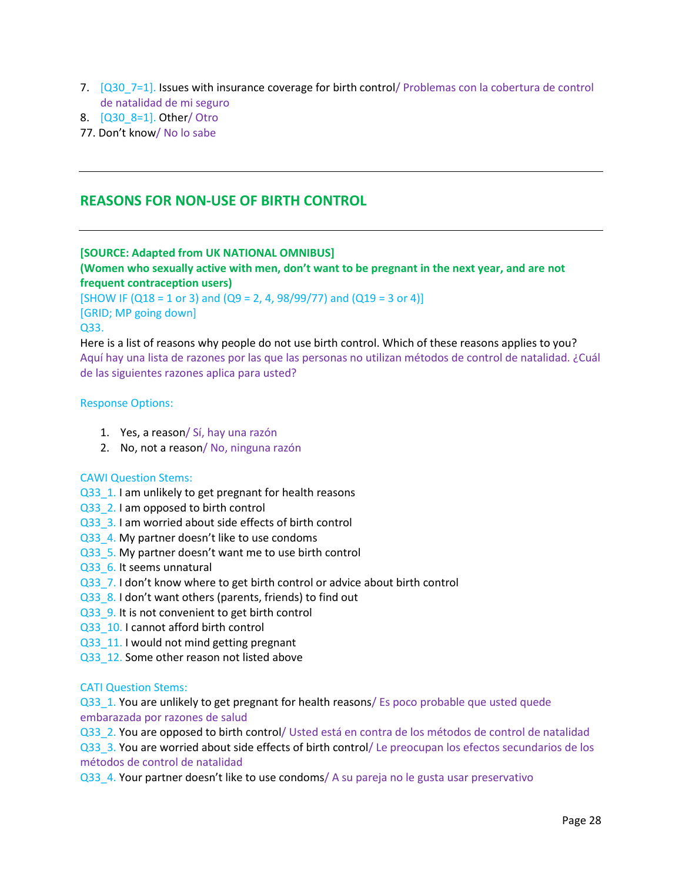7. [Q30_7=1]. Issues with insurance coverage for birth control/ Problemas con la cobertura de control de natalidad de mi seguro
8. [Q30_8=1]. Other/ Otro

77. Don't know/ No lo sabe

---

## REASONS FOR NON-USE OF BIRTH CONTROL

---

**[SOURCE: Adapted from UK NATIONAL OMNIBUS]**

**(Women who sexually active with men, don't want to be pregnant in the next year, and are not frequent contraception users)**

[SHOW IF (Q18 = 1 or 3) and (Q9 = 2, 4, 98/99/77) and (Q19 = 3 or 4)]

[GRID; MP going down]

Q33.

Here is a list of reasons why people do not use birth control. Which of these reasons applies to you?

Aquí hay una lista de razones por las que las personas no utilizan métodos de control de natalidad. ¿Cuál de las siguientes razones aplica para usted?

Response Options:

1. Yes, a reason/ Sí, hay una razón
2. No, not a reason/ No, ninguna razón

CAWI Question Stems:

Q33_1. I am unlikely to get pregnant for health reasons
Q33_2. I am opposed to birth control
Q33_3. I am worried about side effects of birth control
Q33_4. My partner doesn't like to use condoms
Q33_5. My partner doesn't want me to use birth control
Q33_6. It seems unnatural
Q33_7. I don't know where to get birth control or advice about birth control
Q33_8. I don't want others (parents, friends) to find out
Q33_9. It is not convenient to get birth control
Q33_10. I cannot afford birth control
Q33_11. I would not mind getting pregnant
Q33_12. Some other reason not listed above

CATI Question Stems:

Q33_1. You are unlikely to get pregnant for health reasons/ Es poco probable que usted quede embarazada por razones de salud
Q33_2. You are opposed to birth control/ Usted está en contra de los métodos de control de natalidad
Q33_3. You are worried about side effects of birth control/ Le preocupan los efectos secundarios de los métodos de control de natalidad
Q33_4. Your partner doesn't like to use condoms/ A su pareja no le gusta usar preservativo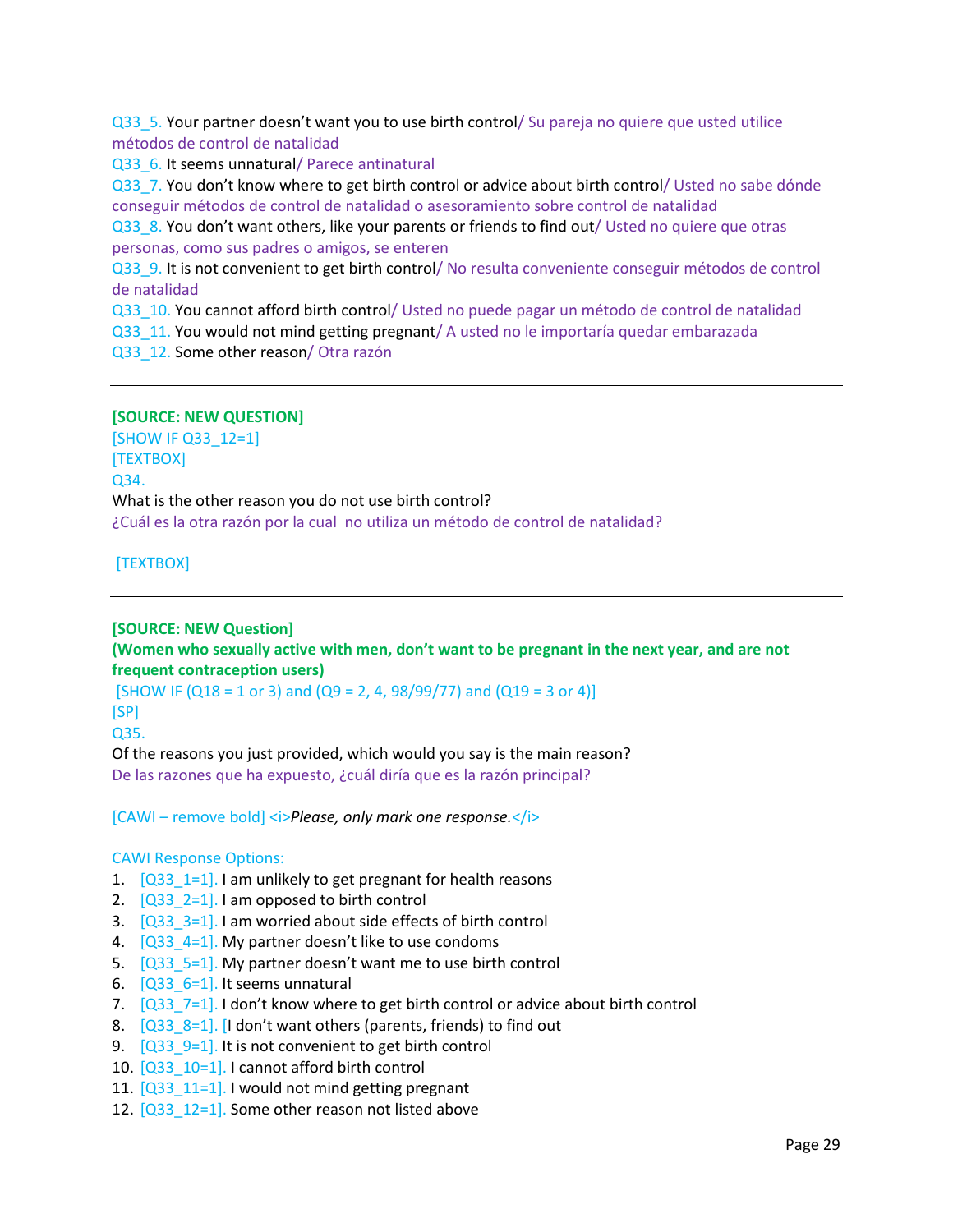Q33_5. Your partner doesn't want you to use birth control/ Su pareja no quiere que usted utilice métodos de control de natalidad
Q33_6. It seems unnatural/ Parece antinatural
Q33_7. You don't know where to get birth control or advice about birth control/ Usted no sabe dónde conseguir métodos de control de natalidad o asesoramiento sobre control de natalidad
Q33_8. You don't want others, like your parents or friends to find out/ Usted no quiere que otras personas, como sus padres o amigos, se enteren
Q33_9. It is not convenient to get birth control/ No resulta conveniente conseguir métodos de control de natalidad
Q33_10. You cannot afford birth control/ Usted no puede pagar un método de control de natalidad
Q33_11. You would not mind getting pregnant/ A usted no le importaría quedar embarazada
Q33_12. Some other reason/ Otra razón

---

**[SOURCE: NEW QUESTION]**
[SHOW IF Q33_12=1]
[TEXTBOX]
Q34.
What is the other reason you do not use birth control?
¿Cuál es la otra razón por la cual no utiliza un método de control de natalidad?

[TEXTBOX]

---

**[SOURCE: NEW Question]**
**(Women who sexually active with men, don't want to be pregnant in the next year, and are not frequent contraception users)**
[SHOW IF (Q18 = 1 or 3) and (Q9 = 2, 4, 98/99/77) and (Q19 = 3 or 4)]
[SP]
Q35.
Of the reasons you just provided, which would you say is the main reason?
De las razones que ha expuesto, ¿cuál diría que es la razón principal?

[CAWI – remove bold] <i>*Please, only mark one response.*</i>

CAWI Response Options:

1. [Q33_1=1]. I am unlikely to get pregnant for health reasons
2. [Q33_2=1]. I am opposed to birth control
3. [Q33_3=1]. I am worried about side effects of birth control
4. [Q33_4=1]. My partner doesn't like to use condoms
5. [Q33_5=1]. My partner doesn't want me to use birth control
6. [Q33_6=1]. It seems unnatural
7. [Q33_7=1]. I don't know where to get birth control or advice about birth control
8. [Q33_8=1]. [I don't want others (parents, friends) to find out
9. [Q33_9=1]. It is not convenient to get birth control
10. [Q33_10=1]. I cannot afford birth control
11. [Q33_11=1]. I would not mind getting pregnant
12. [Q33_12=1]. Some other reason not listed above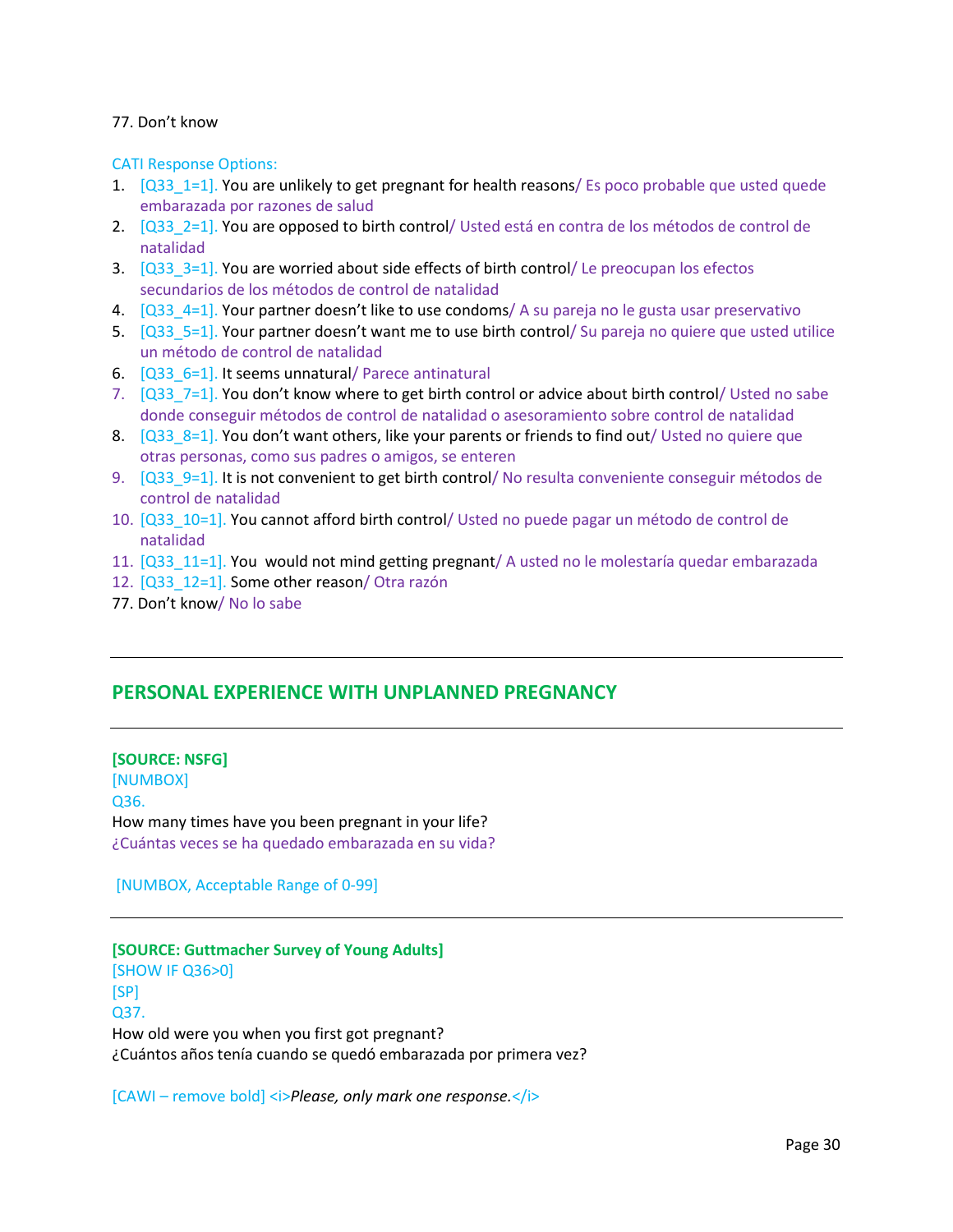77. Don't know

CATI Response Options:

1. [Q33_1=1]. You are unlikely to get pregnant for health reasons/ Es poco probable que usted quede embarazada por razones de salud
2. [Q33_2=1]. You are opposed to birth control/ Usted está en contra de los métodos de control de natalidad
3. [Q33_3=1]. You are worried about side effects of birth control/ Le preocupan los efectos secundarios de los métodos de control de natalidad
4. [Q33_4=1]. Your partner doesn't like to use condoms/ A su pareja no le gusta usar preservativo
5. [Q33_5=1]. Your partner doesn't want me to use birth control/ Su pareja no quiere que usted utilice un método de control de natalidad
6. [Q33_6=1]. It seems unnatural/ Parece antinatural
7. [Q33_7=1]. You don't know where to get birth control or advice about birth control/ Usted no sabe donde conseguir métodos de control de natalidad o asesoramiento sobre control de natalidad
8. [Q33_8=1]. You don't want others, like your parents or friends to find out/ Usted no quiere que otras personas, como sus padres o amigos, se enteren
9. [Q33_9=1]. It is not convenient to get birth control/ No resulta conveniente conseguir métodos de control de natalidad
10. [Q33_10=1]. You cannot afford birth control/ Usted no puede pagar un método de control de natalidad
11. [Q33_11=1]. You would not mind getting pregnant/ A usted no le molestaría quedar embarazada
12. [Q33_12=1]. Some other reason/ Otra razón

77. Don't know/ No lo sabe

---

## PERSONAL EXPERIENCE WITH UNPLANNED PREGNANCY

---

**[SOURCE: NSFG]**
[NUMBOX]
Q36.
How many times have you been pregnant in your life?
¿Cuántas veces se ha quedado embarazada en su vida?

[NUMBOX, Acceptable Range of 0-99]

---

**[SOURCE: Guttmacher Survey of Young Adults]**
[SHOW IF Q36>0]
[SP]
Q37.
How old were you when you first got pregnant?
¿Cuántos años tenía cuando se quedó embarazada por primera vez?

[CAWI – remove bold] <i>*Please, only mark one response.*</i>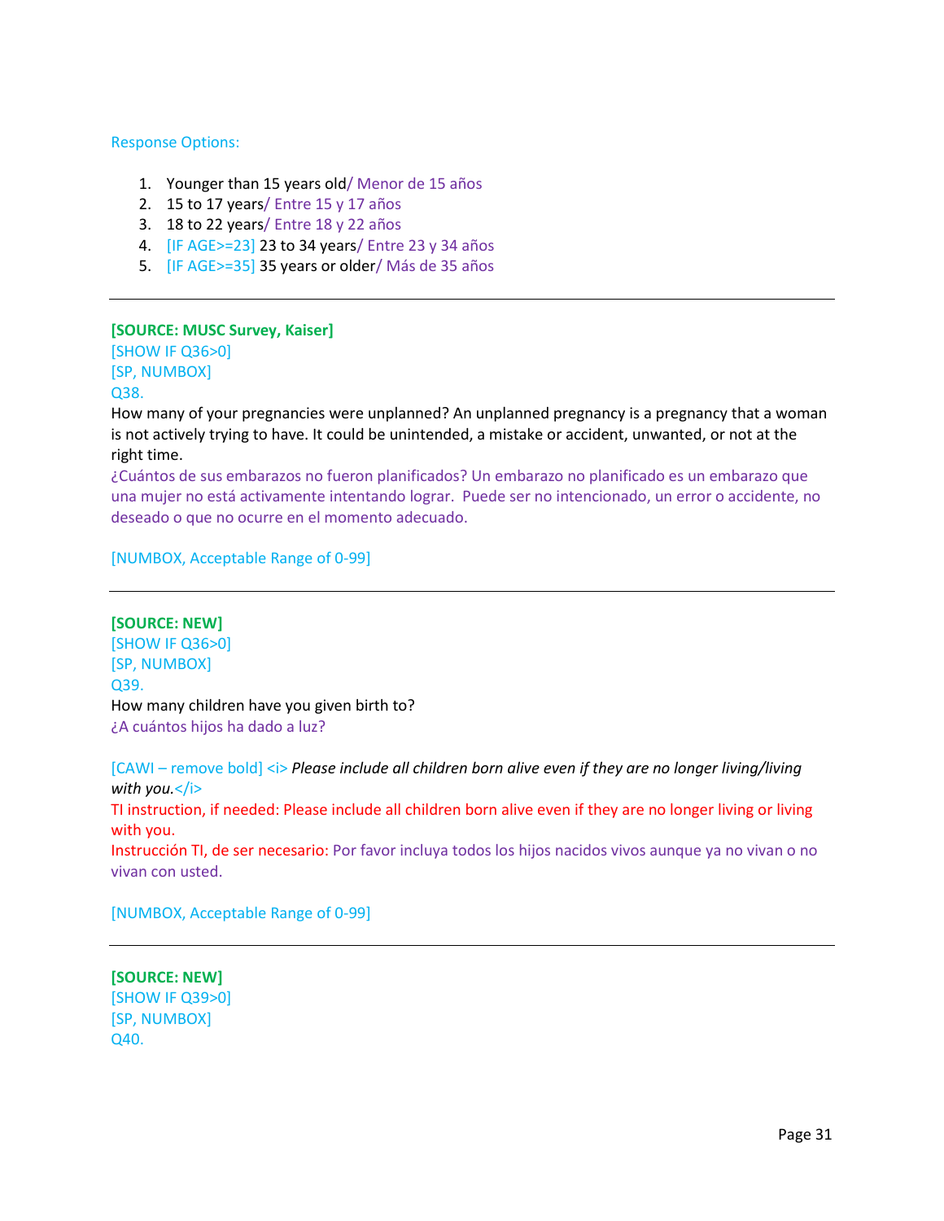Response Options:

1. Younger than 15 years old/ Menor de 15 años
2. 15 to 17 years/ Entre 15 y 17 años
3. 18 to 22 years/ Entre 18 y 22 años
4. [IF AGE>=23] 23 to 34 years/ Entre 23 y 34 años
5. [IF AGE>=35] 35 years or older/ Más de 35 años

---

**[SOURCE: MUSC Survey, Kaiser]**
[SHOW IF Q36>0]
[SP, NUMBOX]
Q38.
How many of your pregnancies were unplanned? An unplanned pregnancy is a pregnancy that a woman is not actively trying to have. It could be unintended, a mistake or accident, unwanted, or not at the right time.
¿Cuántos de sus embarazos no fueron planificados? Un embarazo no planificado es un embarazo que una mujer no está activamente intentando lograr. Puede ser no intencionado, un error o accidente, no deseado o que no ocurre en el momento adecuado.

[NUMBOX, Acceptable Range of 0-99]

---

**[SOURCE: NEW]**
[SHOW IF Q36>0]
[SP, NUMBOX]
Q39.
How many children have you given birth to?
¿A cuántos hijos ha dado a luz?

[CAWI – remove bold] <i> *Please include all children born alive even if they are no longer living/living with you.*</i>
TI instruction, if needed: Please include all children born alive even if they are no longer living or living with you.
Instrucción TI, de ser necesario: Por favor incluya todos los hijos nacidos vivos aunque ya no vivan o no vivan con usted.

[NUMBOX, Acceptable Range of 0-99]

---

**[SOURCE: NEW]**
[SHOW IF Q39>0]
[SP, NUMBOX]
Q40.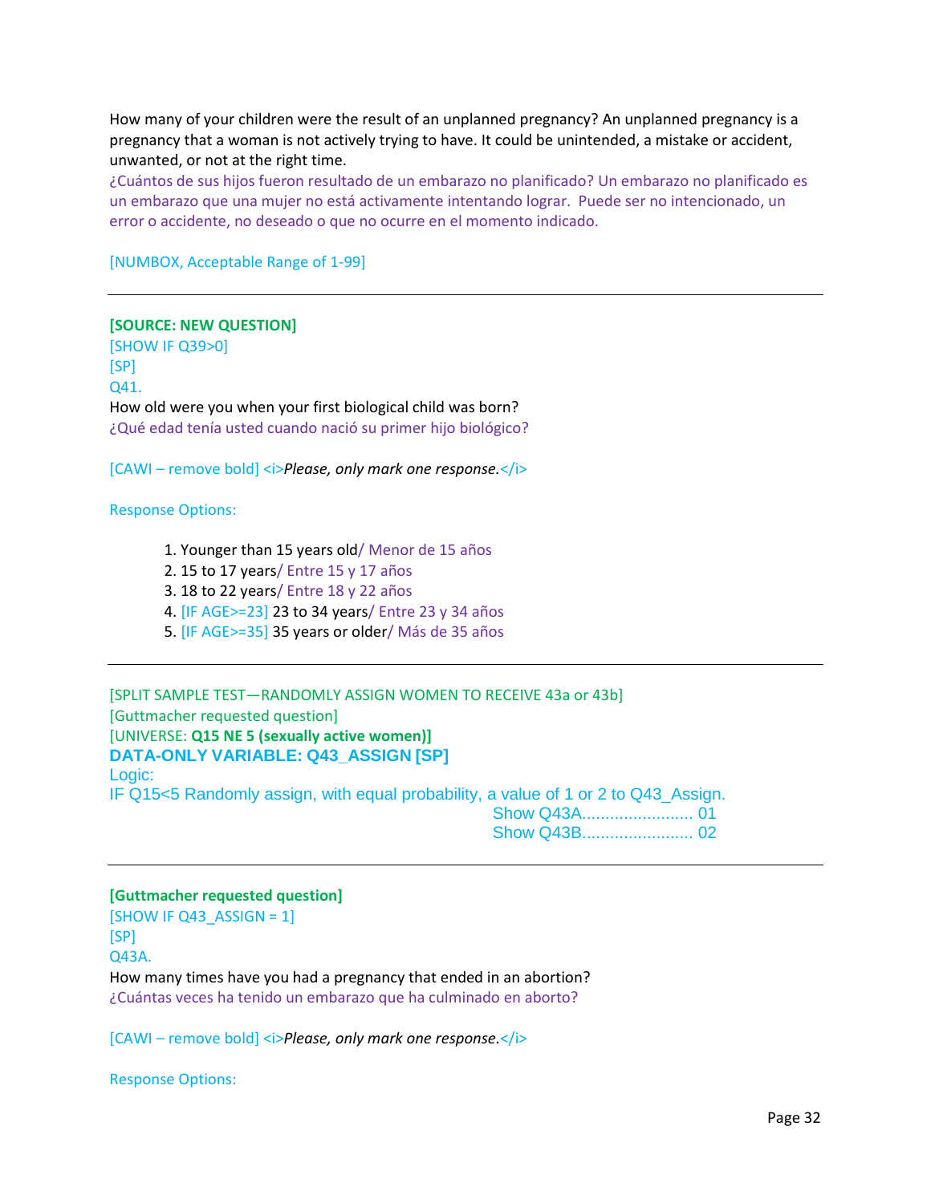How many of your children were the result of an unplanned pregnancy? An unplanned pregnancy is a pregnancy that a woman is not actively trying to have. It could be unintended, a mistake or accident, unwanted, or not at the right time.
¿Cuántos de sus hijos fueron resultado de un embarazo no planificado? Un embarazo no planificado es un embarazo que una mujer no está activamente intentando lograr. Puede ser no intencionado, un error o accidente, no deseado o que no ocurre en el momento indicado.

[NUMBOX, Acceptable Range of 1-99]

---

**[SOURCE: NEW QUESTION]**
[SHOW IF Q39>0]
[SP]
Q41.
How old were you when your first biological child was born?
¿Qué edad tenía usted cuando nació su primer hijo biológico?

[CAWI – remove bold] <i>*Please, only mark one response.*</i>

Response Options:

1. Younger than 15 years old/ Menor de 15 años
2. 15 to 17 years/ Entre 15 y 17 años
3. 18 to 22 years/ Entre 18 y 22 años
4. [IF AGE>=23] 23 to 34 years/ Entre 23 y 34 años
5. [IF AGE>=35] 35 years or older/ Más de 35 años

---

[SPLIT SAMPLE TEST—RANDOMLY ASSIGN WOMEN TO RECEIVE 43a or 43b]
[Guttmacher requested question]
[UNIVERSE: **Q15 NE 5 (sexually active women)**]
**DATA-ONLY VARIABLE: Q43_ASSIGN [SP]**
Logic:
IF Q15<5 Randomly assign, with equal probability, a value of 1 or 2 to Q43_Assign.
Show Q43A........................ 01
Show Q43B........................ 02

---

**[Guttmacher requested question]**
[SHOW IF Q43_ASSIGN = 1]
[SP]
Q43A.
How many times have you had a pregnancy that ended in an abortion?
¿Cuántas veces ha tenido un embarazo que ha culminado en aborto?

[CAWI – remove bold] <i>*Please, only mark one response.*</i>

Response Options: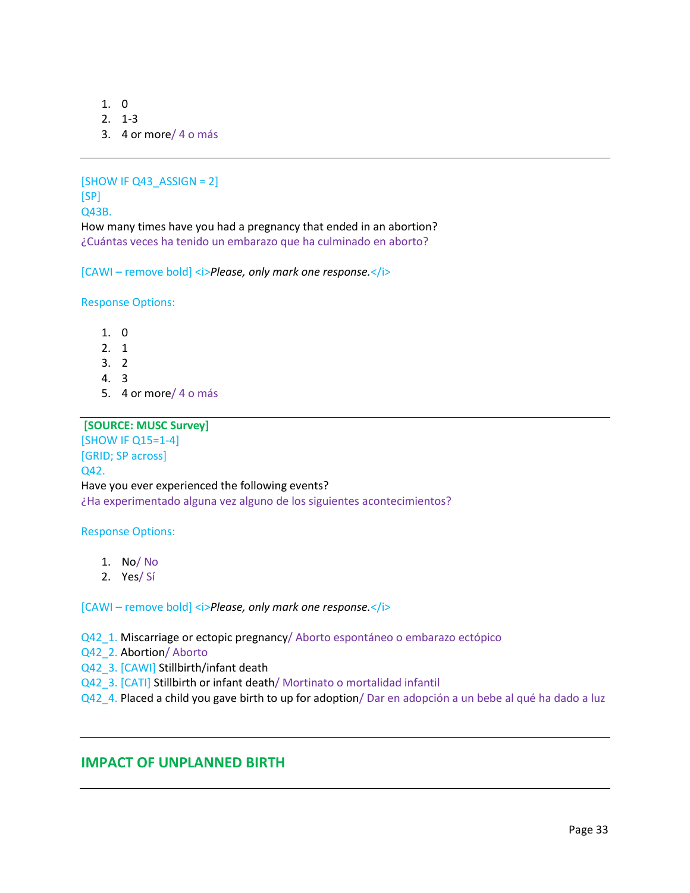1. 0
2. 1-3
3. 4 or more/ 4 o más

---

[SHOW IF Q43_ASSIGN = 2]
[SP]
Q43B.
How many times have you had a pregnancy that ended in an abortion?
¿Cuántas veces ha tenido un embarazo que ha culminado en aborto?

[CAWI – remove bold] <i>*Please, only mark one response.*</i>

Response Options:

1. 0
2. 1
3. 2
4. 3
5. 4 or more/ 4 o más

---

**[SOURCE: MUSC Survey]**
[SHOW IF Q15=1-4]
[GRID; SP across]
Q42.
Have you ever experienced the following events?
¿Ha experimentado alguna vez alguno de los siguientes acontecimientos?

Response Options:

1. No/ No
2. Yes/ Sí

[CAWI – remove bold] <i>*Please, only mark one response.*</i>

Q42_1. Miscarriage or ectopic pregnancy/ Aborto espontáneo o embarazo ectópico
Q42_2. Abortion/ Aborto
Q42_3. [CAWI] Stillbirth/infant death
Q42_3. [CATI] Stillbirth or infant death/ Mortinato o mortalidad infantil
Q42_4. Placed a child you gave birth to up for adoption/ Dar en adopción a un bebe al qué ha dado a luz

---

## IMPACT OF UNPLANNED BIRTH

---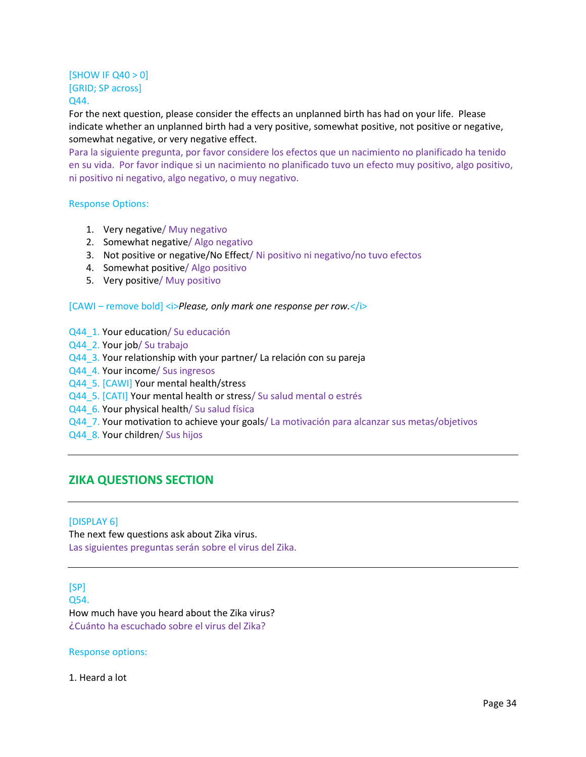[SHOW IF Q40 > 0]
[GRID; SP across]
Q44.
For the next question, please consider the effects an unplanned birth has had on your life. Please indicate whether an unplanned birth had a very positive, somewhat positive, not positive or negative, somewhat negative, or very negative effect.
Para la siguiente pregunta, por favor considere los efectos que un nacimiento no planificado ha tenido en su vida. Por favor indique si un nacimiento no planificado tuvo un efecto muy positivo, algo positivo, ni positivo ni negativo, algo negativo, o muy negativo.

Response Options:

1. Very negative/ Muy negativo
2. Somewhat negative/ Algo negativo
3. Not positive or negative/No Effect/ Ni positivo ni negativo/no tuvo efectos
4. Somewhat positive/ Algo positivo
5. Very positive/ Muy positivo

[CAWI – remove bold] <i>*Please, only mark one response per row.*</i>

Q44_1. Your education/ Su educación
Q44_2. Your job/ Su trabajo
Q44_3. Your relationship with your partner/ La relación con su pareja
Q44_4. Your income/ Sus ingresos
Q44_5. [CAWI] Your mental health/stress
Q44_5. [CATI] Your mental health or stress/ Su salud mental o estrés
Q44_6. Your physical health/ Su salud física
Q44_7. Your motivation to achieve your goals/ La motivación para alcanzar sus metas/objetivos
Q44_8. Your children/ Sus hijos

---

## ZIKA QUESTIONS SECTION

---

[DISPLAY 6]
The next few questions ask about Zika virus.
Las siguientes preguntas serán sobre el virus del Zika.

---

[SP]
Q54.
How much have you heard about the Zika virus?
¿Cuánto ha escuchado sobre el virus del Zika?

Response options:

1. Heard a lot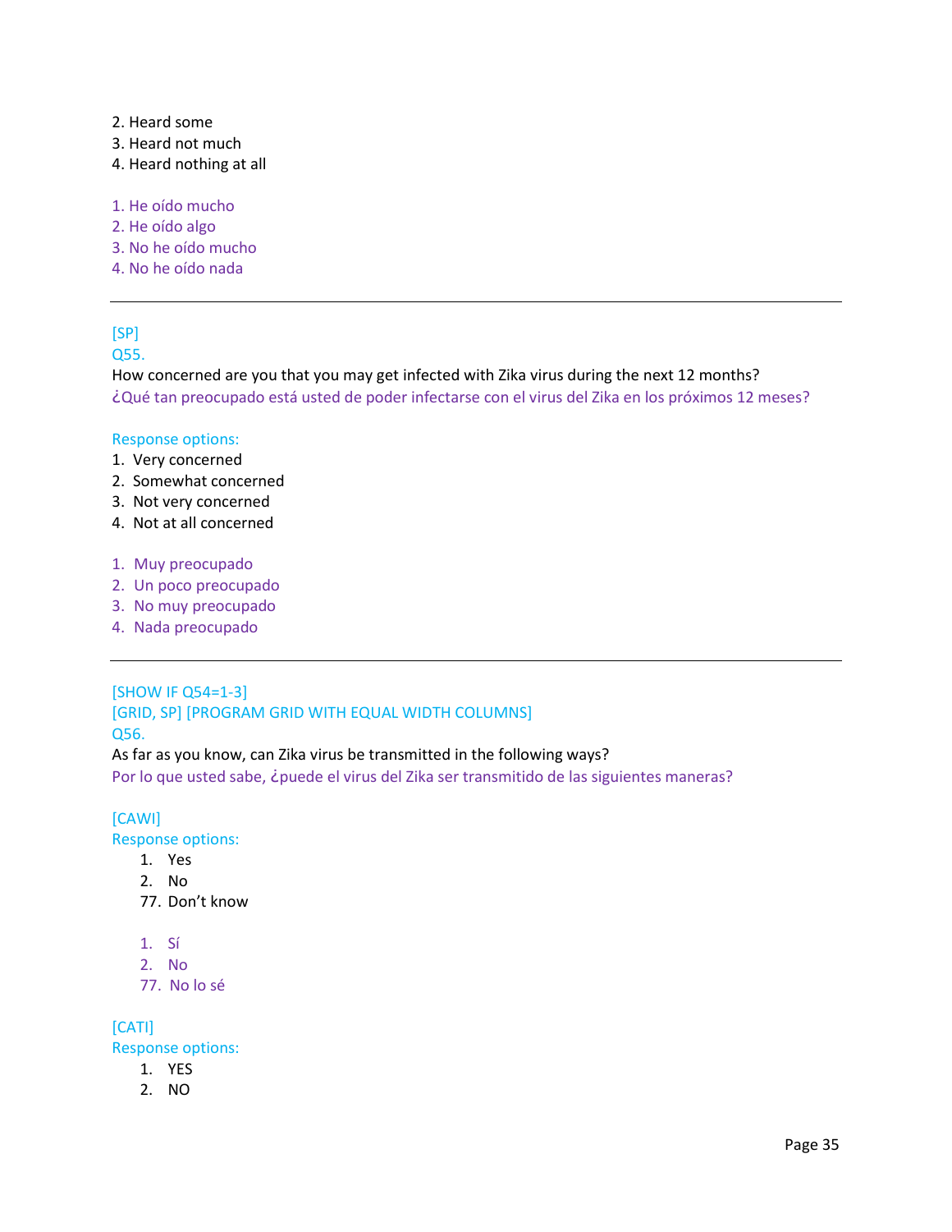2. Heard some
3. Heard not much
4. Heard nothing at all

1. He oído mucho
2. He oído algo
3. No he oído mucho
4. No he oído nada

---

[SP]
Q55.
How concerned are you that you may get infected with Zika virus during the next 12 months?
¿Qué tan preocupado está usted de poder infectarse con el virus del Zika en los próximos 12 meses?

Response options:
1. Very concerned
2. Somewhat concerned
3. Not very concerned
4. Not at all concerned

1. Muy preocupado
2. Un poco preocupado
3. No muy preocupado
4. Nada preocupado

---

[SHOW IF Q54=1-3]
[GRID, SP] [PROGRAM GRID WITH EQUAL WIDTH COLUMNS]
Q56.
As far as you know, can Zika virus be transmitted in the following ways?
Por lo que usted sabe, ¿puede el virus del Zika ser transmitido de las siguientes maneras?

[CAWI]
Response options:

1. Yes
2. No
77. Don't know

1. Sí
2. No
77. No lo sé

[CATI]
Response options:

1. YES
2. NO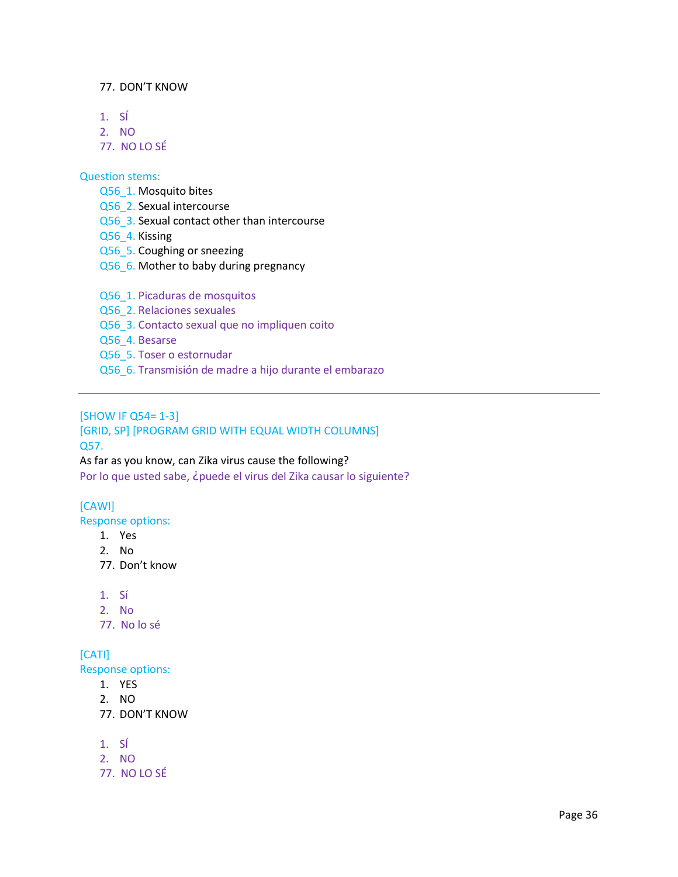77. DON'T KNOW

1. SÍ
2. NO
77. NO LO SÉ

Question stems:

Q56_1. Mosquito bites
Q56_2. Sexual intercourse
Q56_3. Sexual contact other than intercourse
Q56_4. Kissing
Q56_5. Coughing or sneezing
Q56_6. Mother to baby during pregnancy

Q56_1. Picaduras de mosquitos
Q56_2. Relaciones sexuales
Q56_3. Contacto sexual que no impliquen coito
Q56_4. Besarse
Q56_5. Toser o estornudar
Q56_6. Transmisión de madre a hijo durante el embarazo

---

[SHOW IF Q54= 1-3]
[GRID, SP] [PROGRAM GRID WITH EQUAL WIDTH COLUMNS]
Q57.
As far as you know, can Zika virus cause the following?
Por lo que usted sabe, ¿puede el virus del Zika causar lo siguiente?

[CAWI]
Response options:
1. Yes
2. No
77. Don't know

1. Sí
2. No
77. No lo sé

[CATI]
Response options:
1. YES
2. NO
77. DON'T KNOW

1. SÍ
2. NO
77. NO LO SÉ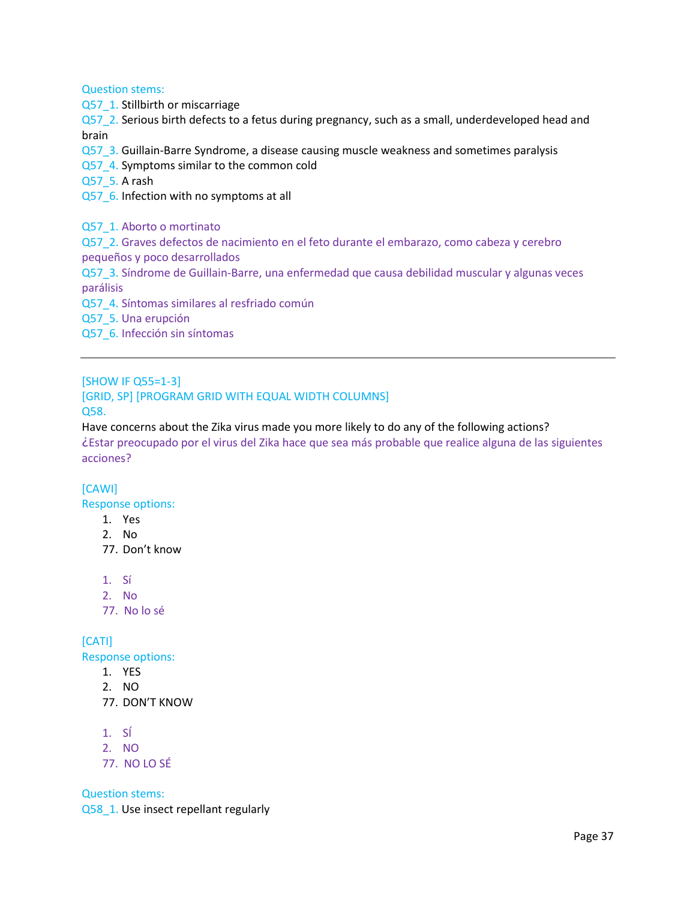Question stems:
Q57_1. Stillbirth or miscarriage
Q57_2. Serious birth defects to a fetus during pregnancy, such as a small, underdeveloped head and brain
Q57_3. Guillain-Barre Syndrome, a disease causing muscle weakness and sometimes paralysis
Q57_4. Symptoms similar to the common cold
Q57_5. A rash
Q57_6. Infection with no symptoms at all

Q57_1. Aborto o mortinato
Q57_2. Graves defectos de nacimiento en el feto durante el embarazo, como cabeza y cerebro pequeños y poco desarrollados
Q57_3. Síndrome de Guillain-Barre, una enfermedad que causa debilidad muscular y algunas veces parálisis
Q57_4. Síntomas similares al resfriado común
Q57_5. Una erupción
Q57_6. Infección sin síntomas

---

[SHOW IF Q55=1-3]
[GRID, SP] [PROGRAM GRID WITH EQUAL WIDTH COLUMNS]
Q58.
Have concerns about the Zika virus made you more likely to do any of the following actions?
¿Estar preocupado por el virus del Zika hace que sea más probable que realice alguna de las siguientes acciones?

[CAWI]
Response options:

1. Yes
2. No
77. Don't know

1. Sí
2. No
77. No lo sé

[CATI]
Response options:

1. YES
2. NO
77. DON'T KNOW

1. SÍ
2. NO
77. NO LO SÉ

Question stems:
Q58_1. Use insect repellant regularly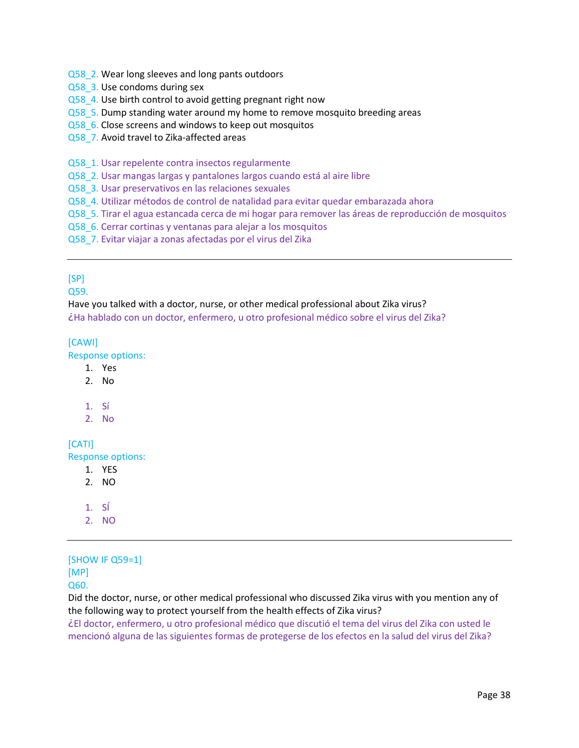Q58_2. Wear long sleeves and long pants outdoors
Q58_3. Use condoms during sex
Q58_4. Use birth control to avoid getting pregnant right now
Q58_5. Dump standing water around my home to remove mosquito breeding areas
Q58_6. Close screens and windows to keep out mosquitos
Q58_7. Avoid travel to Zika-affected areas

Q58_1. Usar repelente contra insectos regularmente
Q58_2. Usar mangas largas y pantalones largos cuando está al aire libre
Q58_3. Usar preservativos en las relaciones sexuales
Q58_4. Utilizar métodos de control de natalidad para evitar quedar embarazada ahora
Q58_5. Tirar el agua estancada cerca de mi hogar para remover las áreas de reproducción de mosquitos
Q58_6. Cerrar cortinas y ventanas para alejar a los mosquitos
Q58_7. Evitar viajar a zonas afectadas por el virus del Zika

---

[SP]
Q59.
Have you talked with a doctor, nurse, or other medical professional about Zika virus?
¿Ha hablado con un doctor, enfermero, u otro profesional médico sobre el virus del Zika?

[CAWI]
Response options:

1. Yes
2. No

1. Sí
2. No

[CATI]
Response options:

1. YES
2. NO

1. SÍ
2. NO

---

[SHOW IF Q59=1]
[MP]
Q60.
Did the doctor, nurse, or other medical professional who discussed Zika virus with you mention any of the following way to protect yourself from the health effects of Zika virus?
¿El doctor, enfermero, u otro profesional médico que discutió el tema del virus del Zika con usted le mencionó alguna de las siguientes formas de protegerse de los efectos en la salud del virus del Zika?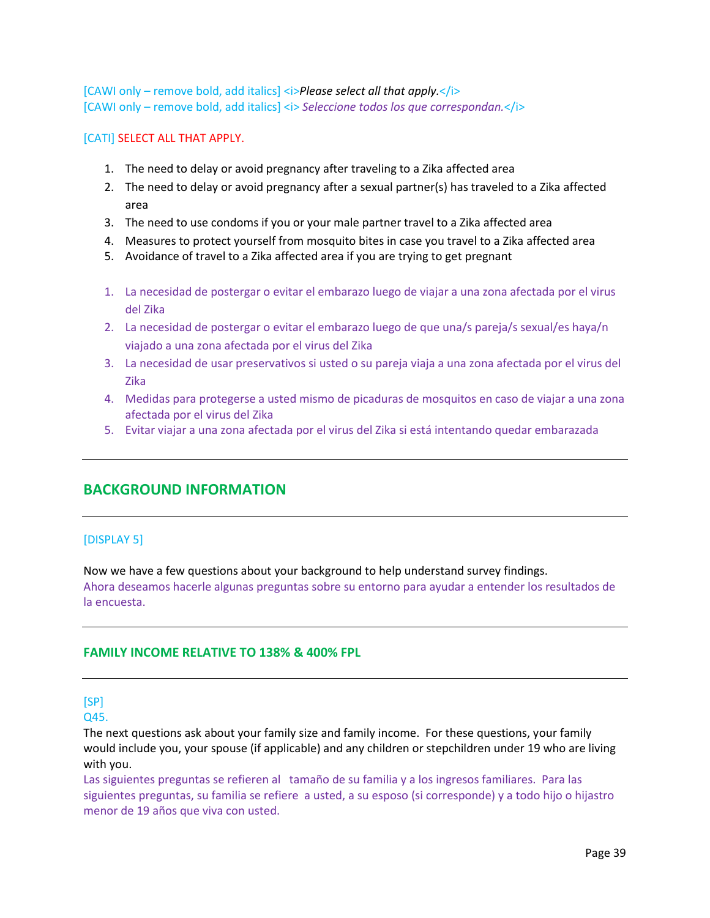[CAWI only – remove bold, add italics] <i>*Please select all that apply.*</i>
[CAWI only – remove bold, add italics] <i> *Seleccione todos los que correspondan.*</i>

[CATI] SELECT ALL THAT APPLY.

1. The need to delay or avoid pregnancy after traveling to a Zika affected area
2. The need to delay or avoid pregnancy after a sexual partner(s) has traveled to a Zika affected area
3. The need to use condoms if you or your male partner travel to a Zika affected area
4. Measures to protect yourself from mosquito bites in case you travel to a Zika affected area
5. Avoidance of travel to a Zika affected area if you are trying to get pregnant

1. La necesidad de postergar o evitar el embarazo luego de viajar a una zona afectada por el virus del Zika
2. La necesidad de postergar o evitar el embarazo luego de que una/s pareja/s sexual/es haya/n viajado a una zona afectada por el virus del Zika
3. La necesidad de usar preservativos si usted o su pareja viaja a una zona afectada por el virus del Zika
4. Medidas para protegerse a usted mismo de picaduras de mosquitos en caso de viajar a una zona afectada por el virus del Zika
5. Evitar viajar a una zona afectada por el virus del Zika si está intentando quedar embarazada

---

## BACKGROUND INFORMATION

---

[DISPLAY 5]

Now we have a few questions about your background to help understand survey findings.
Ahora deseamos hacerle algunas preguntas sobre su entorno para ayudar a entender los resultados de la encuesta.

---

### FAMILY INCOME RELATIVE TO 138% & 400% FPL

---

[SP]
Q45.
The next questions ask about your family size and family income. For these questions, your family would include you, your spouse (if applicable) and any children or stepchildren under 19 who are living with you.
Las siguientes preguntas se refieren al tamaño de su familia y a los ingresos familiares. Para las siguientes preguntas, su familia se refiere a usted, a su esposo (si corresponde) y a todo hijo o hijastro menor de 19 años que viva con usted.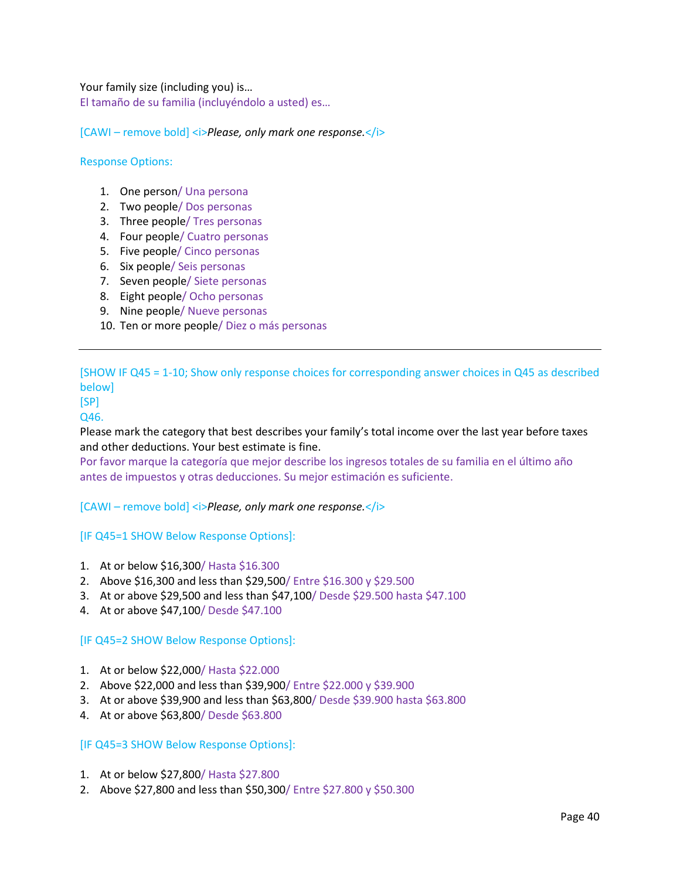Your family size (including you) is…
El tamaño de su familia (incluyéndolo a usted) es…

[CAWI – remove bold] <i>*Please, only mark one response.*</i>

Response Options:

1. One person/ Una persona
2. Two people/ Dos personas
3. Three people/ Tres personas
4. Four people/ Cuatro personas
5. Five people/ Cinco personas
6. Six people/ Seis personas
7. Seven people/ Siete personas
8. Eight people/ Ocho personas
9. Nine people/ Nueve personas
10. Ten or more people/ Diez o más personas

---

[SHOW IF Q45 = 1-10; Show only response choices for corresponding answer choices in Q45 as described below]
[SP]
Q46.
Please mark the category that best describes your family's total income over the last year before taxes and other deductions. Your best estimate is fine.
Por favor marque la categoría que mejor describe los ingresos totales de su familia en el último año antes de impuestos y otras deducciones. Su mejor estimación es suficiente.

[CAWI – remove bold] <i>*Please, only mark one response.*</i>

[IF Q45=1 SHOW Below Response Options]:

1. At or below $16,300/ Hasta $16.300
2. Above $16,300 and less than $29,500/ Entre $16.300 y $29.500
3. At or above $29,500 and less than $47,100/ Desde $29.500 hasta $47.100
4. At or above $47,100/ Desde $47.100

[IF Q45=2 SHOW Below Response Options]:

1. At or below $22,000/ Hasta $22.000
2. Above $22,000 and less than $39,900/ Entre $22.000 y $39.900
3. At or above $39,900 and less than $63,800/ Desde $39.900 hasta $63.800
4. At or above $63,800/ Desde $63.800

[IF Q45=3 SHOW Below Response Options]:

1. At or below $27,800/ Hasta $27.800
2. Above $27,800 and less than $50,300/ Entre $27.800 y $50.300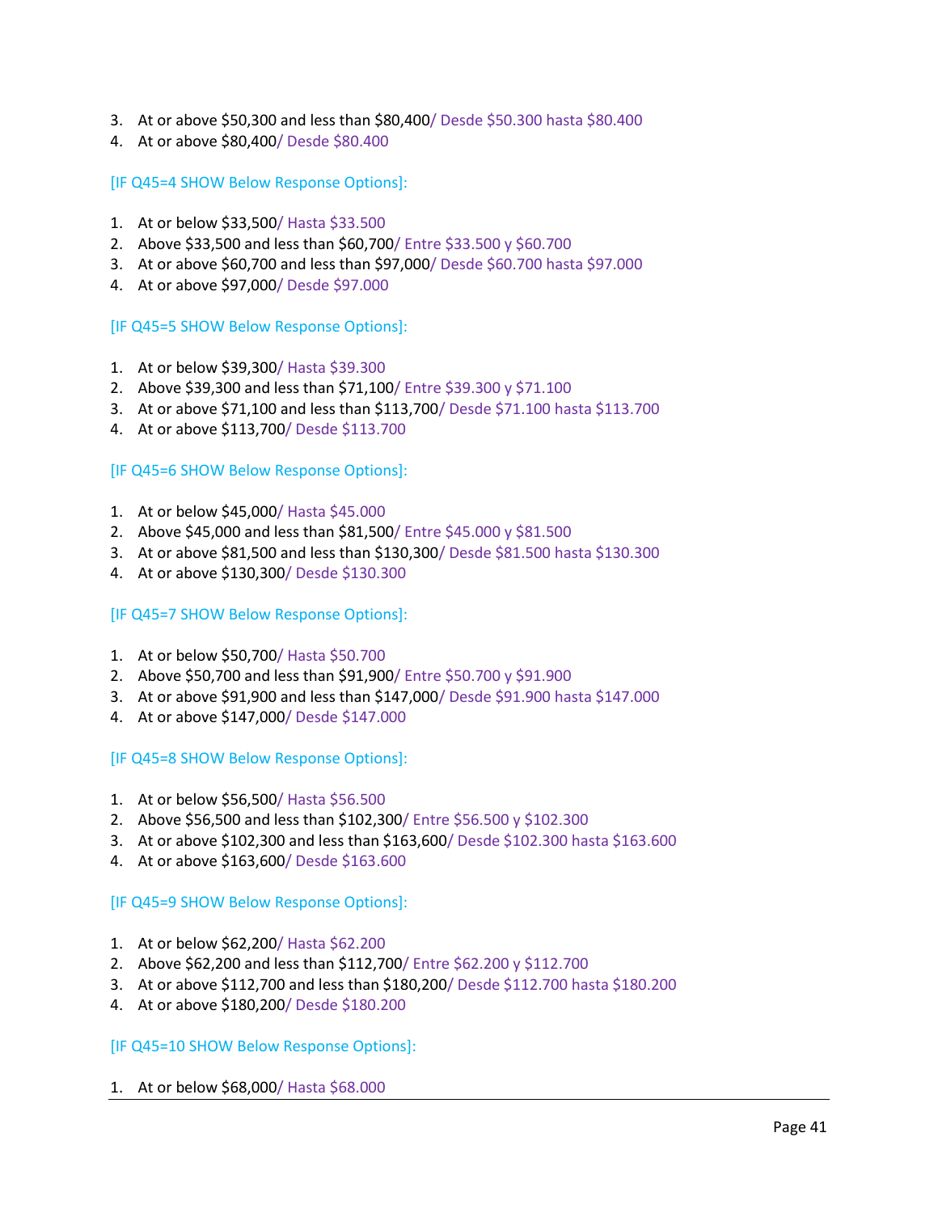3. At or above $50,300 and less than $80,400/ Desde $50.300 hasta $80.400
4. At or above $80,400/ Desde $80.400

[IF Q45=4 SHOW Below Response Options]:

1. At or below $33,500/ Hasta $33.500
2. Above $33,500 and less than $60,700/ Entre $33.500 y $60.700
3. At or above $60,700 and less than $97,000/ Desde $60.700 hasta $97.000
4. At or above $97,000/ Desde $97.000

[IF Q45=5 SHOW Below Response Options]:

1. At or below $39,300/ Hasta $39.300
2. Above $39,300 and less than $71,100/ Entre $39.300 y $71.100
3. At or above $71,100 and less than $113,700/ Desde $71.100 hasta $113.700
4. At or above $113,700/ Desde $113.700

[IF Q45=6 SHOW Below Response Options]:

1. At or below $45,000/ Hasta $45.000
2. Above $45,000 and less than $81,500/ Entre $45.000 y $81.500
3. At or above $81,500 and less than $130,300/ Desde $81.500 hasta $130.300
4. At or above $130,300/ Desde $130.300

[IF Q45=7 SHOW Below Response Options]:

1. At or below $50,700/ Hasta $50.700
2. Above $50,700 and less than $91,900/ Entre $50.700 y $91.900
3. At or above $91,900 and less than $147,000/ Desde $91.900 hasta $147.000
4. At or above $147,000/ Desde $147.000

[IF Q45=8 SHOW Below Response Options]:

1. At or below $56,500/ Hasta $56.500
2. Above $56,500 and less than $102,300/ Entre $56.500 y $102.300
3. At or above $102,300 and less than $163,600/ Desde $102.300 hasta $163.600
4. At or above $163,600/ Desde $163.600

[IF Q45=9 SHOW Below Response Options]:

1. At or below $62,200/ Hasta $62.200
2. Above $62,200 and less than $112,700/ Entre $62.200 y $112.700
3. At or above $112,700 and less than $180,200/ Desde $112.700 hasta $180.200
4. At or above $180,200/ Desde $180.200

[IF Q45=10 SHOW Below Response Options]:

1. At or below $68,000/ Hasta $68.000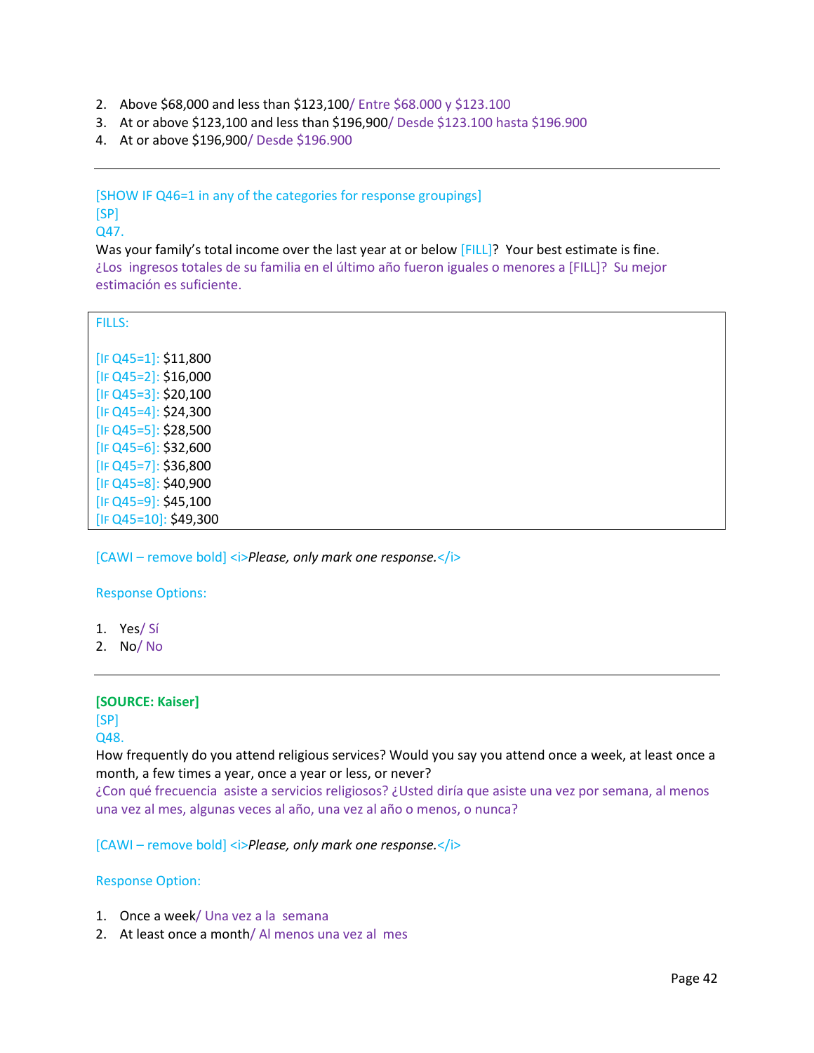2. Above $68,000 and less than $123,100/ Entre $68.000 y $123.100
3. At or above $123,100 and less than $196,900/ Desde $123.100 hasta $196.900
4. At or above $196,900/ Desde $196.900

---

[SHOW IF Q46=1 in any of the categories for response groupings]

[SP]

Q47.

Was your family's total income over the last year at or below [FILL]? Your best estimate is fine.

¿Los ingresos totales de su familia en el último año fueron iguales o menores a [FILL]? Su mejor estimación es suficiente.

FILLS:

[IF Q45=1]: $11,800
[IF Q45=2]: $16,000
[IF Q45=3]: $20,100
[IF Q45=4]: $24,300
[IF Q45=5]: $28,500
[IF Q45=6]: $32,600
[IF Q45=7]: $36,800
[IF Q45=8]: $40,900
[IF Q45=9]: $45,100
[IF Q45=10]: $49,300

[CAWI – remove bold] <i>*Please, only mark one response.*</i>

Response Options:

1. Yes/ Sí
2. No/ No

---

**[SOURCE: Kaiser]**

[SP]

Q48.

How frequently do you attend religious services? Would you say you attend once a week, at least once a month, a few times a year, once a year or less, or never?

¿Con qué frecuencia asiste a servicios religiosos? ¿Usted diría que asiste una vez por semana, al menos una vez al mes, algunas veces al año, una vez al año o menos, o nunca?

[CAWI – remove bold] <i>*Please, only mark one response.*</i>

Response Option:

1. Once a week/ Una vez a la semana
2. At least once a month/ Al menos una vez al mes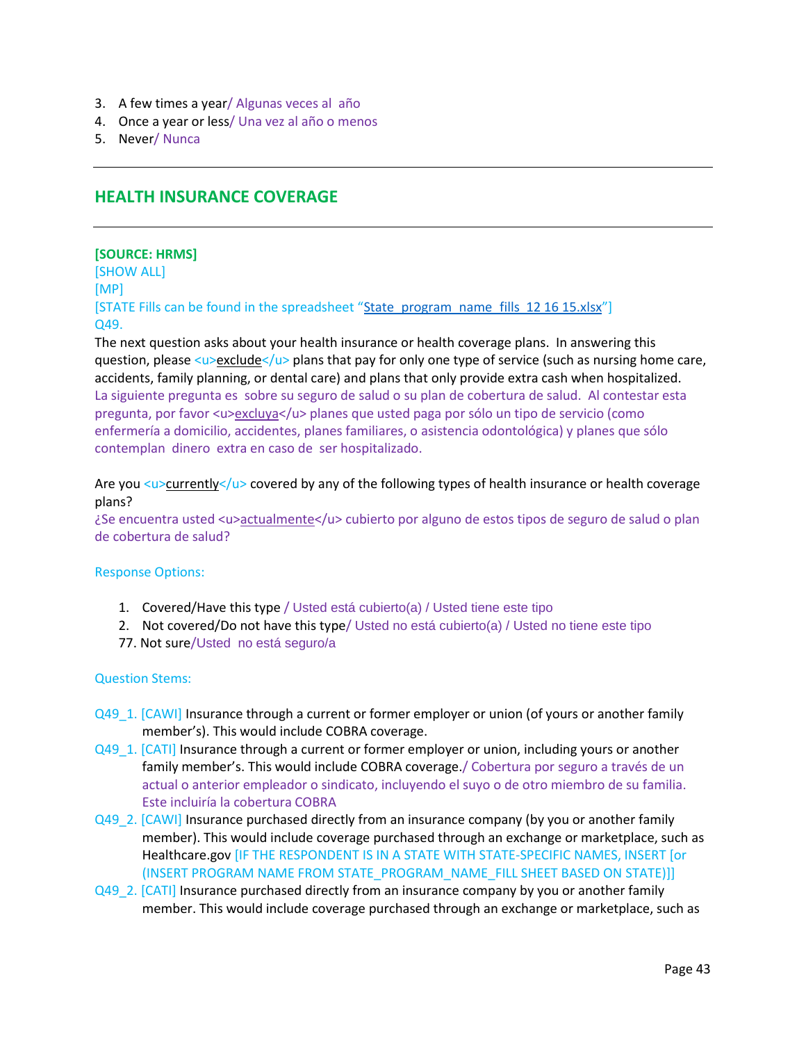3. A few times a year/ Algunas veces al  año
4. Once a year or less/ Una vez al año o menos
5. Never/ Nunca

---

## HEALTH INSURANCE COVERAGE

---

**[SOURCE: HRMS]**
[SHOW ALL]
[MP]
[STATE Fills can be found in the spreadsheet "State_program_name_fills_12 16 15.xlsx"]
Q49.
The next question asks about your health insurance or health coverage plans.  In answering this question, please <u>exclude</u> plans that pay for only one type of service (such as nursing home care, accidents, family planning, or dental care) and plans that only provide extra cash when hospitalized.
La siguiente pregunta es  sobre su seguro de salud o su plan de cobertura de salud.  Al contestar esta pregunta, por favor <u>excluya</u> planes que usted paga por sólo un tipo de servicio (como enfermería a domicilio, accidentes, planes familiares, o asistencia odontológica) y planes que sólo contemplan  dinero  extra en caso de  ser hospitalizado.

Are you <u>currently</u> covered by any of the following types of health insurance or health coverage plans?
¿Se encuentra usted <u>actualmente</u> cubierto por alguno de estos tipos de seguro de salud o plan de cobertura de salud?

Response Options:

1. Covered/Have this type / Usted está cubierto(a) / Usted tiene este tipo
2. Not covered/Do not have this type/ Usted no está cubierto(a) / Usted no tiene este tipo

77. Not sure/Usted  no está seguro/a

Question Stems:

Q49_1. [CAWI] Insurance through a current or former employer or union (of yours or another family member's). This would include COBRA coverage.
Q49_1. [CATI] Insurance through a current or former employer or union, including yours or another family member's. This would include COBRA coverage./ Cobertura por seguro a través de un actual o anterior empleador o sindicato, incluyendo el suyo o de otro miembro de su familia. Este incluiría la cobertura COBRA
Q49_2. [CAWI] Insurance purchased directly from an insurance company (by you or another family member). This would include coverage purchased through an exchange or marketplace, such as Healthcare.gov [IF THE RESPONDENT IS IN A STATE WITH STATE-SPECIFIC NAMES, INSERT [or (INSERT PROGRAM NAME FROM STATE_PROGRAM_NAME_FILL SHEET BASED ON STATE)]]
Q49_2. [CATI] Insurance purchased directly from an insurance company by you or another family member. This would include coverage purchased through an exchange or marketplace, such as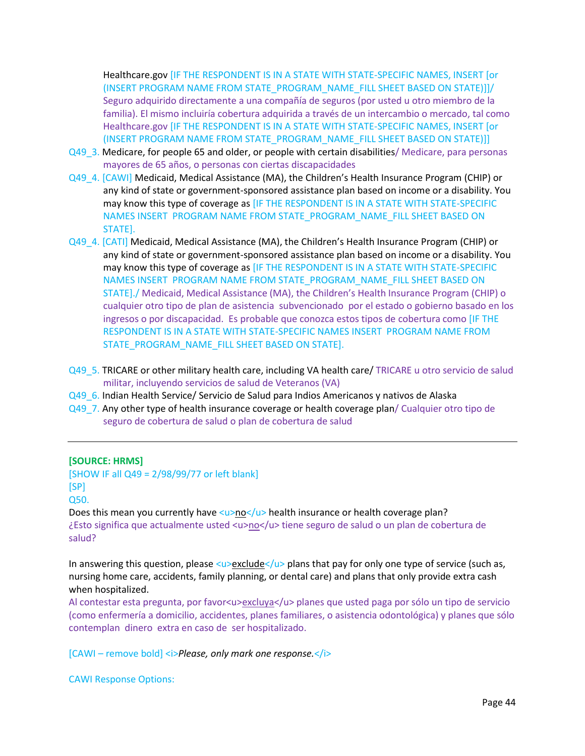Healthcare.gov [IF THE RESPONDENT IS IN A STATE WITH STATE-SPECIFIC NAMES, INSERT [or (INSERT PROGRAM NAME FROM STATE_PROGRAM_NAME_FILL SHEET BASED ON STATE)]]/ Seguro adquirido directamente a una compañía de seguros (por usted u otro miembro de la familia). El mismo incluiría cobertura adquirida a través de un intercambio o mercado, tal como Healthcare.gov [IF THE RESPONDENT IS IN A STATE WITH STATE-SPECIFIC NAMES, INSERT [or (INSERT PROGRAM NAME FROM STATE_PROGRAM_NAME_FILL SHEET BASED ON STATE)]]

Q49_3. Medicare, for people 65 and older, or people with certain disabilities/ Medicare, para personas mayores de 65 años, o personas con ciertas discapacidades

Q49_4. [CAWI] Medicaid, Medical Assistance (MA), the Children's Health Insurance Program (CHIP) or any kind of state or government-sponsored assistance plan based on income or a disability. You may know this type of coverage as [IF THE RESPONDENT IS IN A STATE WITH STATE-SPECIFIC NAMES INSERT PROGRAM NAME FROM STATE_PROGRAM_NAME_FILL SHEET BASED ON STATE].

Q49_4. [CATI] Medicaid, Medical Assistance (MA), the Children's Health Insurance Program (CHIP) or any kind of state or government-sponsored assistance plan based on income or a disability. You may know this type of coverage as [IF THE RESPONDENT IS IN A STATE WITH STATE-SPECIFIC NAMES INSERT PROGRAM NAME FROM STATE_PROGRAM_NAME_FILL SHEET BASED ON STATE]./ Medicaid, Medical Assistance (MA), the Children's Health Insurance Program (CHIP) o cualquier otro tipo de plan de asistencia subvencionado por el estado o gobierno basado en los ingresos o por discapacidad. Es probable que conozca estos tipos de cobertura como [IF THE RESPONDENT IS IN A STATE WITH STATE-SPECIFIC NAMES INSERT PROGRAM NAME FROM STATE_PROGRAM_NAME_FILL SHEET BASED ON STATE].

Q49_5. TRICARE or other military health care, including VA health care/ TRICARE u otro servicio de salud militar, incluyendo servicios de salud de Veteranos (VA)

Q49_6. Indian Health Service/ Servicio de Salud para Indios Americanos y nativos de Alaska

Q49_7. Any other type of health insurance coverage or health coverage plan/ Cualquier otro tipo de seguro de cobertura de salud o plan de cobertura de salud

---

**[SOURCE: HRMS]**

[SHOW IF all Q49 = 2/98/99/77 or left blank]

[SP]

Q50.

Does this mean you currently have <u>no</u> health insurance or health coverage plan?

¿Esto significa que actualmente usted <u>no</u> tiene seguro de salud o un plan de cobertura de salud?

In answering this question, please <u>exclude</u> plans that pay for only one type of service (such as, nursing home care, accidents, family planning, or dental care) and plans that only provide extra cash when hospitalized.

Al contestar esta pregunta, por favor<u>excluya</u> planes que usted paga por sólo un tipo de servicio (como enfermería a domicilio, accidentes, planes familiares, o asistencia odontológica) y planes que sólo contemplan dinero extra en caso de ser hospitalizado.

[CAWI – remove bold] <i>*Please, only mark one response.*</i>

CAWI Response Options: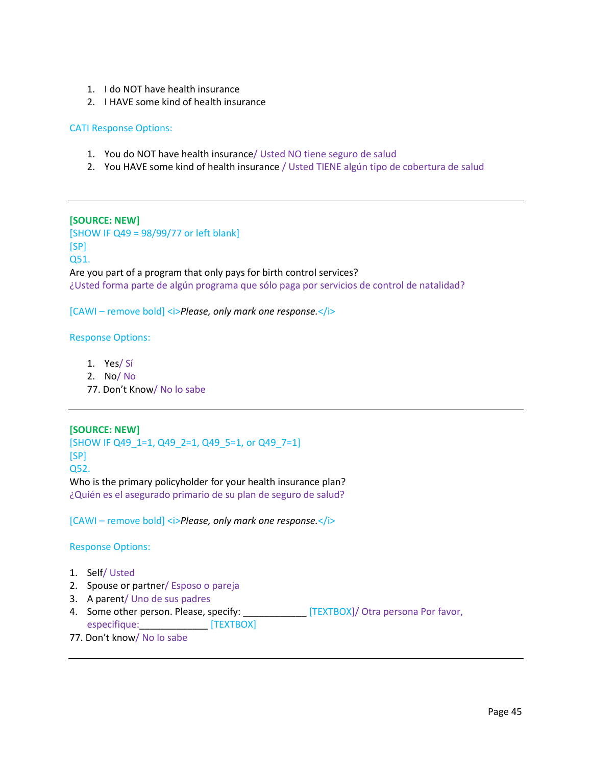1. I do NOT have health insurance
2. I HAVE some kind of health insurance

CATI Response Options:

1. You do NOT have health insurance/ Usted NO tiene seguro de salud
2. You HAVE some kind of health insurance / Usted TIENE algún tipo de cobertura de salud

---

**[SOURCE: NEW]**
[SHOW IF Q49 = 98/99/77 or left blank]
[SP]
Q51.
Are you part of a program that only pays for birth control services?
¿Usted forma parte de algún programa que sólo paga por servicios de control de natalidad?

[CAWI – remove bold] <i>*Please, only mark one response.*</i>

Response Options:

1. Yes/ Sí
2. No/ No

77. Don't Know/ No lo sabe

---

**[SOURCE: NEW]**
[SHOW IF Q49_1=1, Q49_2=1, Q49_5=1, or Q49_7=1]
[SP]
Q52.
Who is the primary policyholder for your health insurance plan?
¿Quién es el asegurado primario de su plan de seguro de salud?

[CAWI – remove bold] <i>*Please, only mark one response.*</i>

Response Options:

1. Self/ Usted
2. Spouse or partner/ Esposo o pareja
3. A parent/ Uno de sus padres
4. Some other person. Please, specify: ____________ [TEXTBOX]/ Otra persona Por favor, especifique:_____________ [TEXTBOX]

77. Don't know/ No lo sabe

---